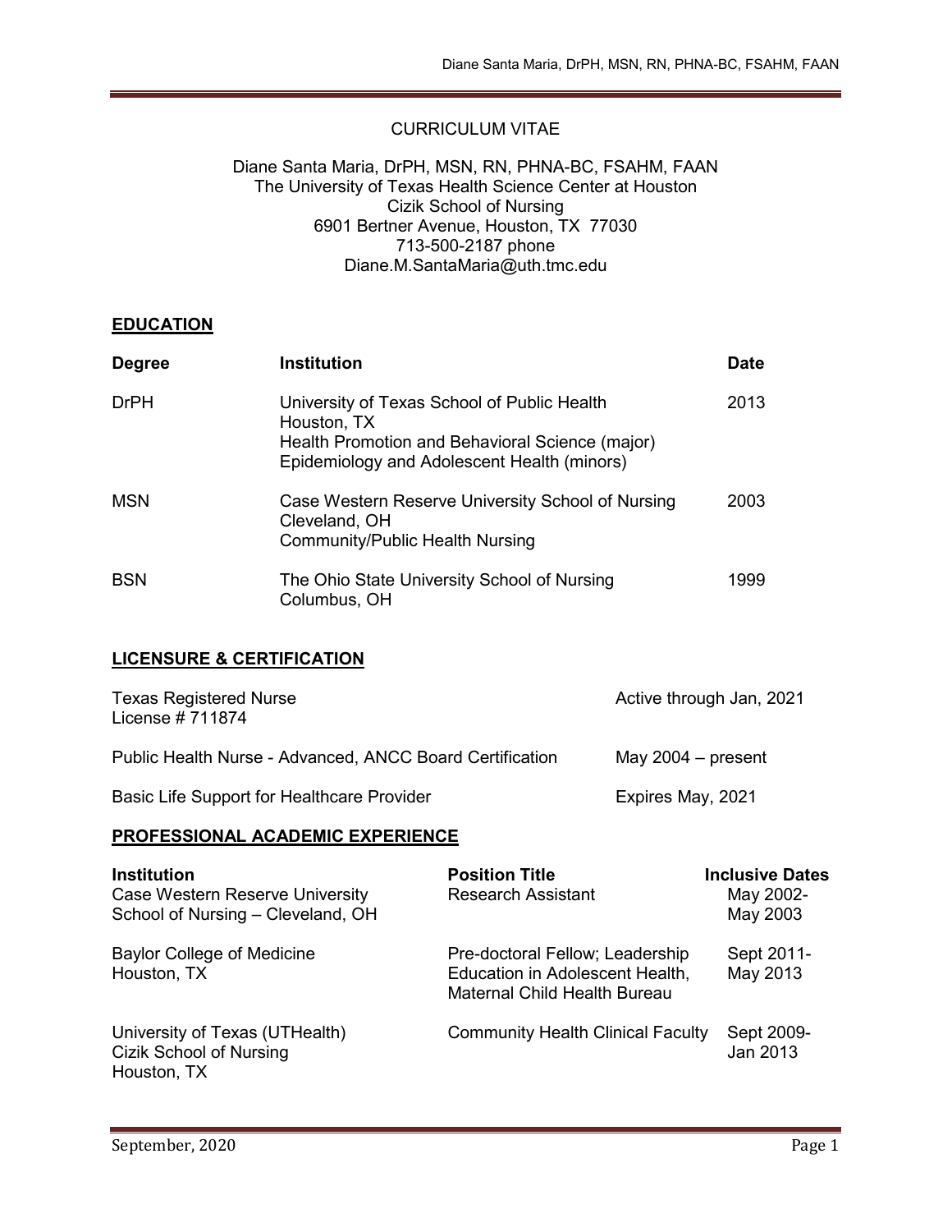# CURRICULUM VITAE

Diane Santa Maria, DrPH, MSN, RN, PHNA-BC, FSAHM, FAAN
The University of Texas Health Science Center at Houston
Cizik School of Nursing
6901 Bertner Avenue, Houston, TX 77030
713-500-2187 phone
Diane.M.SantaMaria@uth.tmc.edu

## EDUCATION

| Degree | Institution | Date |
|---|---|---|
| DrPH | University of Texas School of Public Health<br>Houston, TX<br>Health Promotion and Behavioral Science (major)<br>Epidemiology and Adolescent Health (minors) | 2013 |
| MSN | Case Western Reserve University School of Nursing<br>Cleveland, OH<br>Community/Public Health Nursing | 2003 |
| BSN | The Ohio State University School of Nursing<br>Columbus, OH | 1999 |

## LICENSURE & CERTIFICATION

| | |
|---|---|
| Texas Registered Nurse<br>License # 711874 | Active through Jan, 2021 |
| Public Health Nurse - Advanced, ANCC Board Certification | May 2004 – present |
| Basic Life Support for Healthcare Provider | Expires May, 2021 |

## PROFESSIONAL ACADEMIC EXPERIENCE

| Institution | Position Title | Inclusive Dates |
|---|---|---|
| Case Western Reserve University<br>School of Nursing – Cleveland, OH | Research Assistant | May 2002-<br>May 2003 |
| Baylor College of Medicine<br>Houston, TX | Pre-doctoral Fellow; Leadership Education in Adolescent Health, Maternal Child Health Bureau | Sept 2011-<br>May 2013 |
| University of Texas (UTHealth)<br>Cizik School of Nursing<br>Houston, TX | Community Health Clinical Faculty | Sept 2009-<br>Jan 2013 |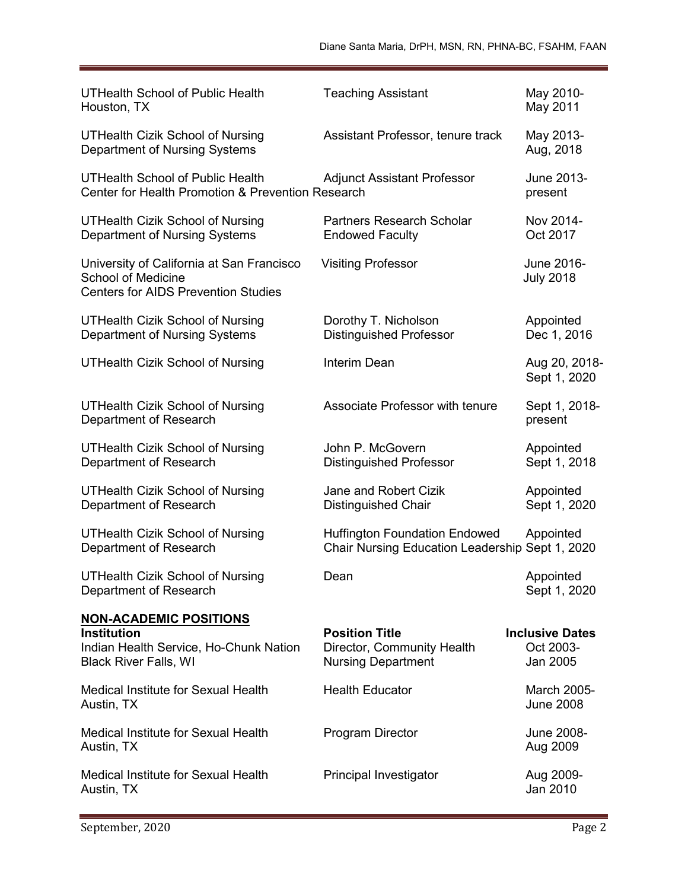| | | |
|---|---|---|
| UTHealth School of Public Health<br>Houston, TX | Teaching Assistant | May 2010-<br>May 2011 |
| UTHealth Cizik School of Nursing<br>Department of Nursing Systems | Assistant Professor, tenure track | May 2013-<br>Aug, 2018 |
| UTHealth School of Public Health<br>Center for Health Promotion & Prevention Research | Adjunct Assistant Professor | June 2013-<br>present |
| UTHealth Cizik School of Nursing<br>Department of Nursing Systems | Partners Research Scholar<br>Endowed Faculty | Nov 2014-<br>Oct 2017 |
| University of California at San Francisco<br>School of Medicine<br>Centers for AIDS Prevention Studies | Visiting Professor | June 2016-<br>July 2018 |
| UTHealth Cizik School of Nursing<br>Department of Nursing Systems | Dorothy T. Nicholson<br>Distinguished Professor | Appointed<br>Dec 1, 2016 |
| UTHealth Cizik School of Nursing | Interim Dean | Aug 20, 2018-<br>Sept 1, 2020 |
| UTHealth Cizik School of Nursing<br>Department of Research | Associate Professor with tenure | Sept 1, 2018-<br>present |
| UTHealth Cizik School of Nursing<br>Department of Research | John P. McGovern<br>Distinguished Professor | Appointed<br>Sept 1, 2018 |
| UTHealth Cizik School of Nursing<br>Department of Research | Jane and Robert Cizik<br>Distinguished Chair | Appointed<br>Sept 1, 2020 |
| UTHealth Cizik School of Nursing<br>Department of Research | Huffington Foundation Endowed<br>Chair Nursing Education Leadership | Appointed<br>Sept 1, 2020 |
| UTHealth Cizik School of Nursing<br>Department of Research | Dean | Appointed<br>Sept 1, 2020 |

## NON-ACADEMIC POSITIONS

| Institution | Position Title | Inclusive Dates |
|---|---|---|
| Indian Health Service, Ho-Chunk Nation<br>Black River Falls, WI | Director, Community Health<br>Nursing Department | Oct 2003-<br>Jan 2005 |
| Medical Institute for Sexual Health<br>Austin, TX | Health Educator | March 2005-<br>June 2008 |
| Medical Institute for Sexual Health<br>Austin, TX | Program Director | June 2008-<br>Aug 2009 |
| Medical Institute for Sexual Health<br>Austin, TX | Principal Investigator | Aug 2009-<br>Jan 2010 |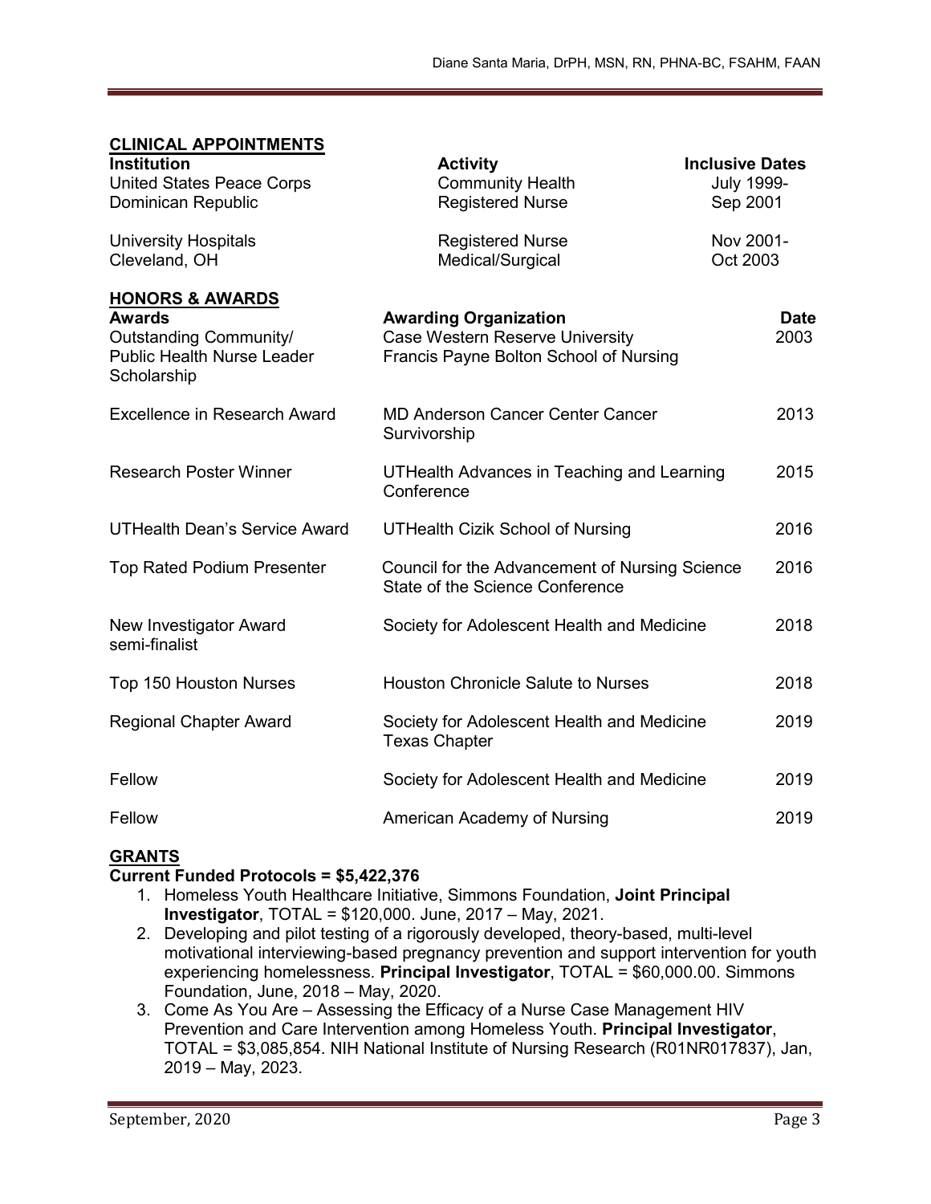## CLINICAL APPOINTMENTS

| Institution | Activity | Inclusive Dates |
| --- | --- | --- |
| United States Peace Corps<br>Dominican Republic | Community Health<br>Registered Nurse | July 1999-<br>Sep 2001 |
| University Hospitals<br>Cleveland, OH | Registered Nurse<br>Medical/Surgical | Nov 2001-<br>Oct 2003 |

## HONORS & AWARDS

| Awards | Awarding Organization | Date |
| --- | --- | --- |
| Outstanding Community/ Public Health Nurse Leader Scholarship | Case Western Reserve University Francis Payne Bolton School of Nursing | 2003 |
| Excellence in Research Award | MD Anderson Cancer Center Cancer Survivorship | 2013 |
| Research Poster Winner | UTHealth Advances in Teaching and Learning Conference | 2015 |
| UTHealth Dean's Service Award | UTHealth Cizik School of Nursing | 2016 |
| Top Rated Podium Presenter | Council for the Advancement of Nursing Science State of the Science Conference | 2016 |
| New Investigator Award semi-finalist | Society for Adolescent Health and Medicine | 2018 |
| Top 150 Houston Nurses | Houston Chronicle Salute to Nurses | 2018 |
| Regional Chapter Award | Society for Adolescent Health and Medicine Texas Chapter | 2019 |
| Fellow | Society for Adolescent Health and Medicine | 2019 |
| Fellow | American Academy of Nursing | 2019 |

## GRANTS

**Current Funded Protocols = $5,422,376**

1. Homeless Youth Healthcare Initiative, Simmons Foundation, **Joint Principal Investigator**, TOTAL = $120,000. June, 2017 – May, 2021.
2. Developing and pilot testing of a rigorously developed, theory-based, multi-level motivational interviewing-based pregnancy prevention and support intervention for youth experiencing homelessness. **Principal Investigator**, TOTAL = $60,000.00. Simmons Foundation, June, 2018 – May, 2020.
3. Come As You Are – Assessing the Efficacy of a Nurse Case Management HIV Prevention and Care Intervention among Homeless Youth. **Principal Investigator**, TOTAL = $3,085,854. NIH National Institute of Nursing Research (R01NR017837), Jan, 2019 – May, 2023.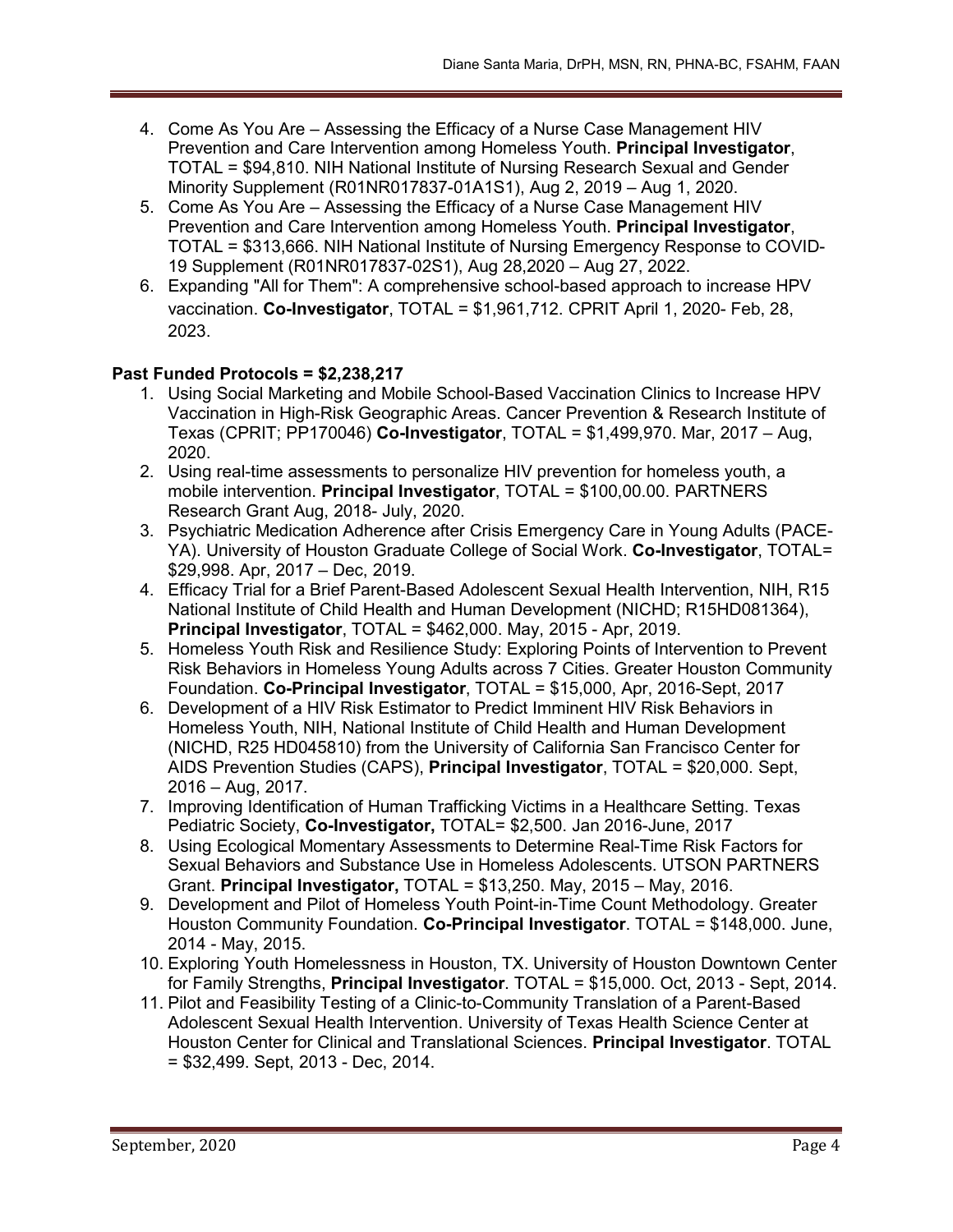4. Come As You Are – Assessing the Efficacy of a Nurse Case Management HIV Prevention and Care Intervention among Homeless Youth. **Principal Investigator**, TOTAL = $94,810. NIH National Institute of Nursing Research Sexual and Gender Minority Supplement (R01NR017837-01A1S1), Aug 2, 2019 – Aug 1, 2020.
5. Come As You Are – Assessing the Efficacy of a Nurse Case Management HIV Prevention and Care Intervention among Homeless Youth. **Principal Investigator**, TOTAL = $313,666. NIH National Institute of Nursing Emergency Response to COVID-19 Supplement (R01NR017837-02S1), Aug 28,2020 – Aug 27, 2022.
6. Expanding "All for Them": A comprehensive school-based approach to increase HPV vaccination. **Co-Investigator**, TOTAL = $1,961,712. CPRIT April 1, 2020- Feb, 28, 2023.

**Past Funded Protocols = $2,238,217**

1. Using Social Marketing and Mobile School-Based Vaccination Clinics to Increase HPV Vaccination in High-Risk Geographic Areas. Cancer Prevention & Research Institute of Texas (CPRIT; PP170046) **Co-Investigator**, TOTAL = $1,499,970. Mar, 2017 – Aug, 2020.
2. Using real-time assessments to personalize HIV prevention for homeless youth, a mobile intervention. **Principal Investigator**, TOTAL = $100,00.00. PARTNERS Research Grant Aug, 2018- July, 2020.
3. Psychiatric Medication Adherence after Crisis Emergency Care in Young Adults (PACE-YA). University of Houston Graduate College of Social Work. **Co-Investigator**, TOTAL= $29,998. Apr, 2017 – Dec, 2019.
4. Efficacy Trial for a Brief Parent-Based Adolescent Sexual Health Intervention, NIH, R15 National Institute of Child Health and Human Development (NICHD; R15HD081364), **Principal Investigator**, TOTAL = $462,000. May, 2015 - Apr, 2019.
5. Homeless Youth Risk and Resilience Study: Exploring Points of Intervention to Prevent Risk Behaviors in Homeless Young Adults across 7 Cities. Greater Houston Community Foundation. **Co-Principal Investigator**, TOTAL = $15,000, Apr, 2016-Sept, 2017
6. Development of a HIV Risk Estimator to Predict Imminent HIV Risk Behaviors in Homeless Youth, NIH, National Institute of Child Health and Human Development (NICHD, R25 HD045810) from the University of California San Francisco Center for AIDS Prevention Studies (CAPS), **Principal Investigator**, TOTAL = $20,000. Sept, 2016 – Aug, 2017.
7. Improving Identification of Human Trafficking Victims in a Healthcare Setting. Texas Pediatric Society, **Co-Investigator,** TOTAL= $2,500. Jan 2016-June, 2017
8. Using Ecological Momentary Assessments to Determine Real-Time Risk Factors for Sexual Behaviors and Substance Use in Homeless Adolescents. UTSON PARTNERS Grant. **Principal Investigator,** TOTAL = $13,250. May, 2015 – May, 2016.
9. Development and Pilot of Homeless Youth Point-in-Time Count Methodology. Greater Houston Community Foundation. **Co-Principal Investigator**. TOTAL = $148,000. June, 2014 - May, 2015.
10. Exploring Youth Homelessness in Houston, TX. University of Houston Downtown Center for Family Strengths, **Principal Investigator**. TOTAL = $15,000. Oct, 2013 - Sept, 2014.
11. Pilot and Feasibility Testing of a Clinic-to-Community Translation of a Parent-Based Adolescent Sexual Health Intervention. University of Texas Health Science Center at Houston Center for Clinical and Translational Sciences. **Principal Investigator**. TOTAL = $32,499. Sept, 2013 - Dec, 2014.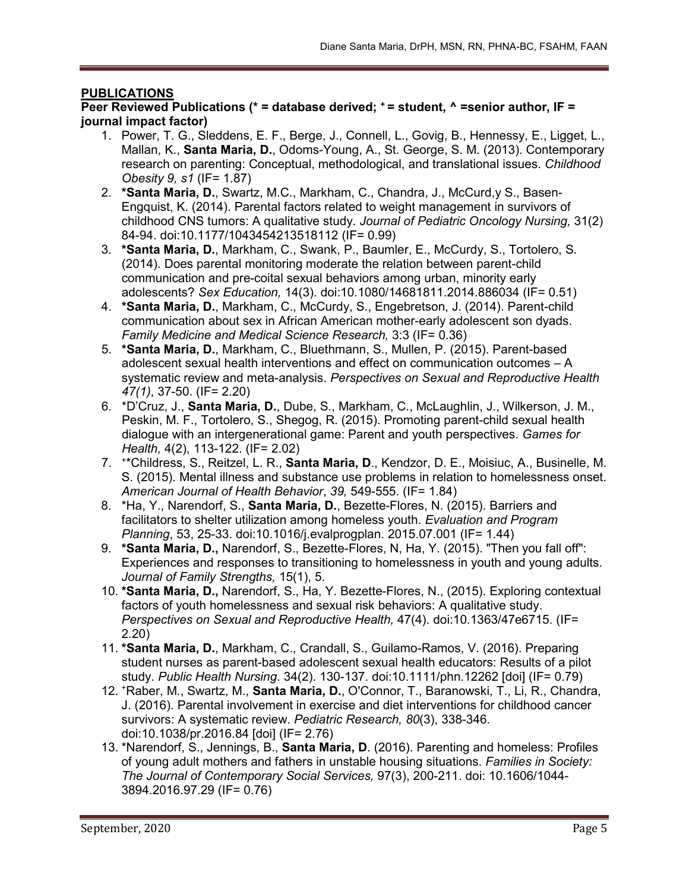## PUBLICATIONS

**Peer Reviewed Publications (* = database derived; + = student, ^ =senior author, IF = journal impact factor)**

1. Power, T. G., Sleddens, E. F., Berge, J., Connell, L., Govig, B., Hennessy, E., Ligget, L., Mallan, K., **Santa Maria, D.**, Odoms-Young, A., St. George, S. M. (2013). Contemporary research on parenting: Conceptual, methodological, and translational issues. *Childhood Obesity 9, s1* (IF= 1.87)
2. ***Santa Maria, D.**, Swartz, M.C., Markham, C., Chandra, J., McCurd,y S., Basen-Engquist, K. (2014). Parental factors related to weight management in survivors of childhood CNS tumors: A qualitative study. *Journal of Pediatric Oncology Nursing,* 31(2) 84-94. doi:10.1177/1043454213518112 (IF= 0.99)
3. ***Santa Maria, D.**, Markham, C., Swank, P., Baumler, E., McCurdy, S., Tortolero, S. (2014). Does parental monitoring moderate the relation between parent-child communication and pre-coital sexual behaviors among urban, minority early adolescents? *Sex Education,* 14(3). doi:10.1080/14681811.2014.886034 (IF= 0.51)
4. ***Santa Maria, D.**, Markham, C., McCurdy, S., Engebretson, J. (2014). Parent-child communication about sex in African American mother-early adolescent son dyads. *Family Medicine and Medical Science Research,* 3:3 (IF= 0.36)
5. ***Santa Maria, D.**, Markham, C., Bluethmann, S., Mullen, P. (2015). Parent-based adolescent sexual health interventions and effect on communication outcomes – A systematic review and meta-analysis. *Perspectives on Sexual and Reproductive Health 47(1)*, 37-50. (IF= 2.20)
6. *D'Cruz, J., **Santa Maria, D.**, Dube, S., Markham, C., McLaughlin, J., Wilkerson, J. M., Peskin, M. F., Tortolero, S., Shegog, R. (2015). Promoting parent-child sexual health dialogue with an intergenerational game: Parent and youth perspectives. *Games for Health,* 4(2), 113-122. (IF= 2.02)
7. +*Childress, S., Reitzel, L. R., **Santa Maria, D**., Kendzor, D. E., Moisiuc, A., Businelle, M. S. (2015). Mental illness and substance use problems in relation to homelessness onset. *American Journal of Health Behavior*, *39,* 549-555. (IF= 1.84)
8. *Ha, Y., Narendorf, S., **Santa Maria, D.**, Bezette-Flores, N. (2015). Barriers and facilitators to shelter utilization among homeless youth. *Evaluation and Program Planning*, 53, 25-33. doi:10.1016/j.evalprogplan. 2015.07.001 (IF= 1.44)
9. ***Santa Maria, D.,** Narendorf, S., Bezette-Flores, N, Ha, Y. (2015). "Then you fall off": Experiences and responses to transitioning to homelessness in youth and young adults. *Journal of Family Strengths,* 15(1), 5.
10. ***Santa Maria, D.,** Narendorf, S., Ha, Y. Bezette-Flores, N., (2015). Exploring contextual factors of youth homelessness and sexual risk behaviors: A qualitative study. *Perspectives on Sexual and Reproductive Health,* 47(4). doi:10.1363/47e6715. (IF= 2.20)
11. ***Santa Maria, D.**, Markham, C., Crandall, S., Guilamo-Ramos, V. (2016). Preparing student nurses as parent-based adolescent sexual health educators: Results of a pilot study. *Public Health Nursing*. 34(2). 130-137. doi:10.1111/phn.12262 [doi] (IF= 0.79)
12. +Raber, M., Swartz, M., **Santa Maria, D.**, O'Connor, T., Baranowski, T., Li, R., Chandra, J. (2016). Parental involvement in exercise and diet interventions for childhood cancer survivors: A systematic review. *Pediatric Research, 80*(3), 338-346. doi:10.1038/pr.2016.84 [doi] (IF= 2.76)
13. *Narendorf, S., Jennings, B., **Santa Maria, D**. (2016). Parenting and homeless: Profiles of young adult mothers and fathers in unstable housing situations. *Families in Society: The Journal of Contemporary Social Services,* 97(3), 200-211. doi: 10.1606/1044-3894.2016.97.29 (IF= 0.76)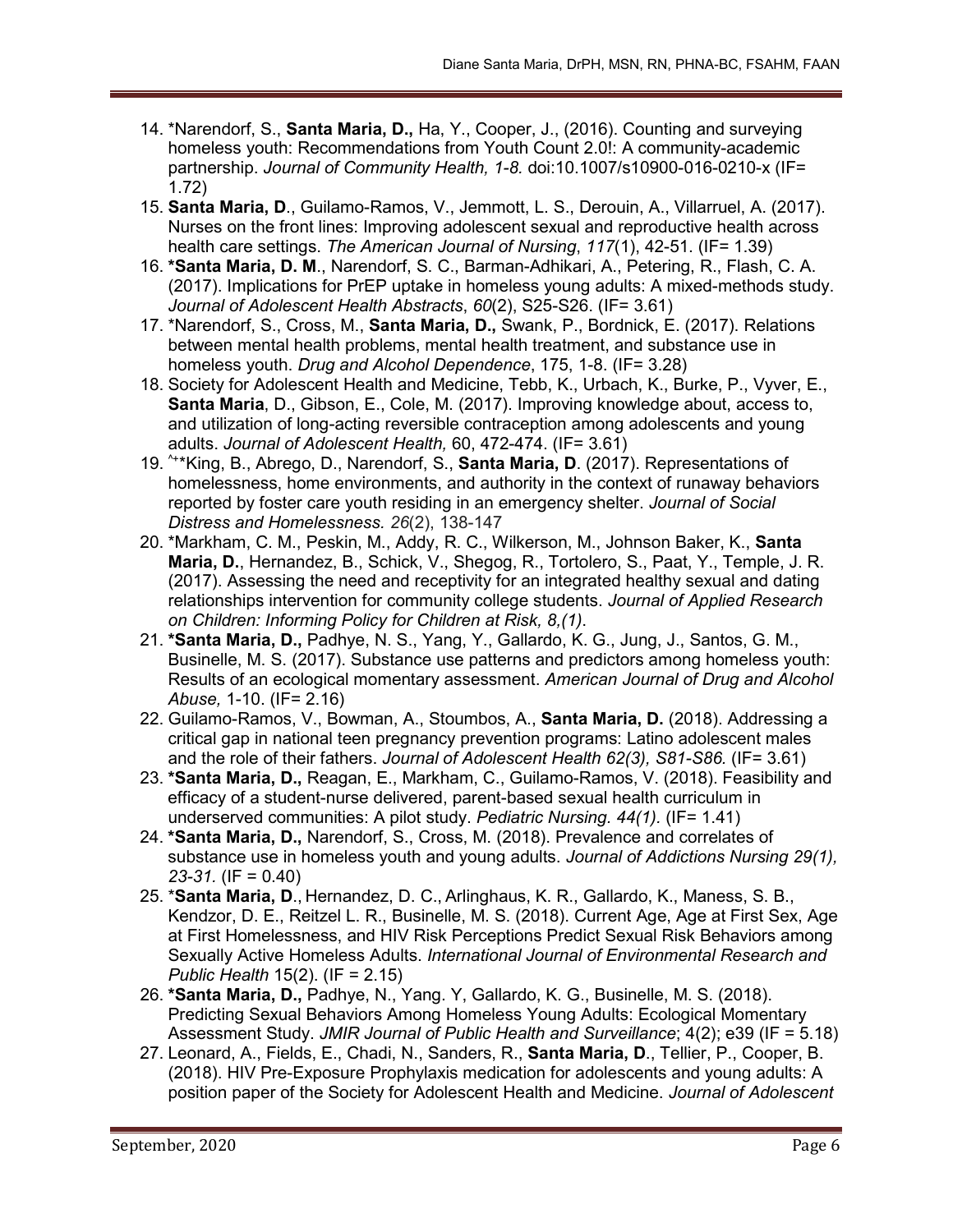14. *Narendorf, S., **Santa Maria, D.,** Ha, Y., Cooper, J., (2016). Counting and surveying homeless youth: Recommendations from Youth Count 2.0!: A community-academic partnership. *Journal of Community Health, 1-8.* doi:10.1007/s10900-016-0210-x (IF= 1.72)
15. **Santa Maria, D**., Guilamo-Ramos, V., Jemmott, L. S., Derouin, A., Villarruel, A. (2017). Nurses on the front lines: Improving adolescent sexual and reproductive health across health care settings. *The American Journal of Nursing*, *117*(1), 42-51. (IF= 1.39)
16. ***Santa Maria, D. M**., Narendorf, S. C., Barman-Adhikari, A., Petering, R., Flash, C. A. (2017). Implications for PrEP uptake in homeless young adults: A mixed-methods study. *Journal of Adolescent Health Abstracts*, *60*(2), S25-S26. (IF= 3.61)
17. *Narendorf, S., Cross, M., **Santa Maria, D.,** Swank, P., Bordnick, E. (2017). Relations between mental health problems, mental health treatment, and substance use in homeless youth. *Drug and Alcohol Dependence*, 175, 1-8. (IF= 3.28)
18. Society for Adolescent Health and Medicine, Tebb, K., Urbach, K., Burke, P., Vyver, E., **Santa Maria**, D., Gibson, E., Cole, M. (2017). Improving knowledge about, access to, and utilization of long-acting reversible contraception among adolescents and young adults. *Journal of Adolescent Health,* 60, 472-474. (IF= 3.61)
19. ^+*King, B., Abrego, D., Narendorf, S., **Santa Maria, D**. (2017). Representations of homelessness, home environments, and authority in the context of runaway behaviors reported by foster care youth residing in an emergency shelter. *Journal of Social Distress and Homelessness. 26*(2), 138-147
20. *Markham, C. M., Peskin, M., Addy, R. C., Wilkerson, M., Johnson Baker, K., **Santa Maria, D.**, Hernandez, B., Schick, V., Shegog, R., Tortolero, S., Paat, Y., Temple, J. R. (2017). Assessing the need and receptivity for an integrated healthy sexual and dating relationships intervention for community college students. *Journal of Applied Research on Children: Informing Policy for Children at Risk, 8,(1)*.
21. ***Santa Maria, D.,** Padhye, N. S., Yang, Y., Gallardo, K. G., Jung, J., Santos, G. M., Businelle, M. S. (2017). Substance use patterns and predictors among homeless youth: Results of an ecological momentary assessment. *American Journal of Drug and Alcohol Abuse,* 1-10. (IF= 2.16)
22. Guilamo-Ramos, V., Bowman, A., Stoumbos, A., **Santa Maria, D.** (2018). Addressing a critical gap in national teen pregnancy prevention programs: Latino adolescent males and the role of their fathers. *Journal of Adolescent Health 62(3), S81-S86.* (IF= 3.61)
23. ***Santa Maria, D.,** Reagan, E., Markham, C., Guilamo-Ramos, V. (2018). Feasibility and efficacy of a student-nurse delivered, parent-based sexual health curriculum in underserved communities: A pilot study. *Pediatric Nursing. 44(1).* (IF= 1.41)
24. ***Santa Maria, D.,** Narendorf, S., Cross, M. (2018). Prevalence and correlates of substance use in homeless youth and young adults. *Journal of Addictions Nursing 29(1), 23-31.* (IF = 0.40)
25. ***Santa Maria, D**., Hernandez, D. C., Arlinghaus, K. R., Gallardo, K., Maness, S. B., Kendzor, D. E., Reitzel L. R., Businelle, M. S. (2018). Current Age, Age at First Sex, Age at First Homelessness, and HIV Risk Perceptions Predict Sexual Risk Behaviors among Sexually Active Homeless Adults. *International Journal of Environmental Research and Public Health* 15(2). (IF = 2.15)
26. ***Santa Maria, D.,** Padhye, N., Yang. Y, Gallardo, K. G., Businelle, M. S. (2018). Predicting Sexual Behaviors Among Homeless Young Adults: Ecological Momentary Assessment Study. *JMIR Journal of Public Health and Surveillance*; 4(2); e39 (IF = 5.18)
27. Leonard, A., Fields, E., Chadi, N., Sanders, R., **Santa Maria, D**., Tellier, P., Cooper, B. (2018). HIV Pre-Exposure Prophylaxis medication for adolescents and young adults: A position paper of the Society for Adolescent Health and Medicine. *Journal of Adolescent*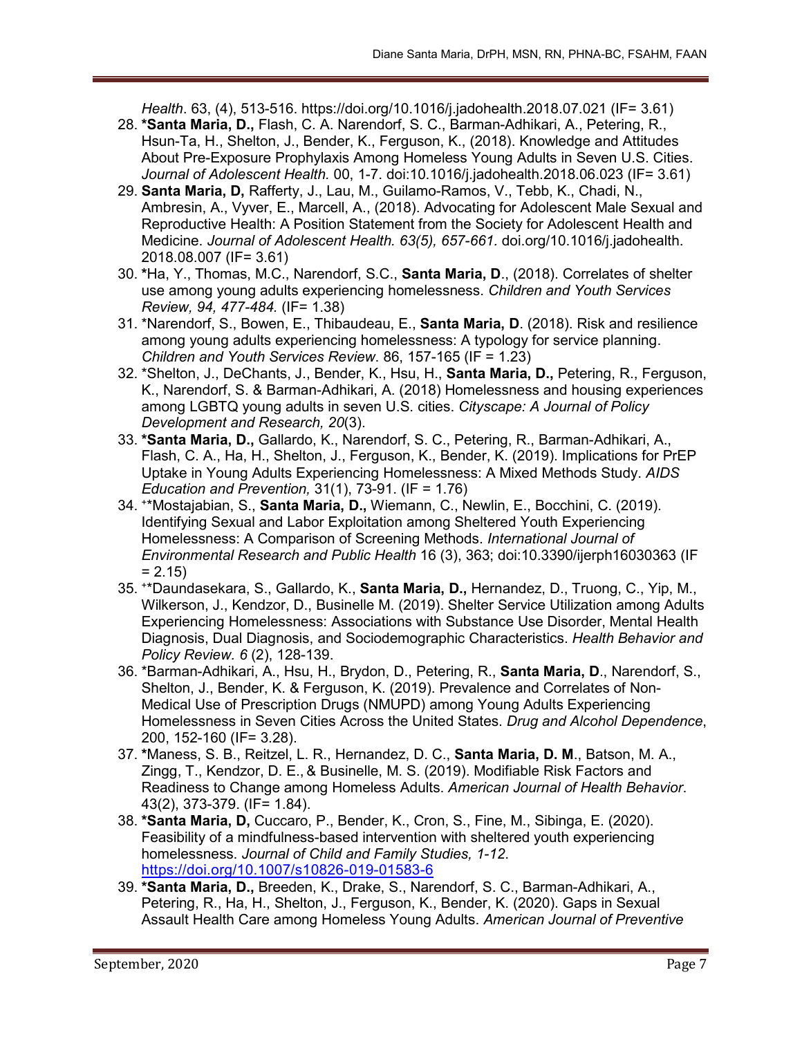*Health*. 63, (4), 513-516. https://doi.org/10.1016/j.jadohealth.2018.07.021 (IF= 3.61)

28. ***Santa Maria, D.,** Flash, C. A. Narendorf, S. C., Barman-Adhikari, A., Petering, R., Hsun-Ta, H., Shelton, J., Bender, K., Ferguson, K., (2018). Knowledge and Attitudes About Pre-Exposure Prophylaxis Among Homeless Young Adults in Seven U.S. Cities. *Journal of Adolescent Health.* 00, 1-7. doi:10.1016/j.jadohealth.2018.06.023 (IF= 3.61)
29. **Santa Maria, D,** Rafferty, J., Lau, M., Guilamo-Ramos, V., Tebb, K., Chadi, N., Ambresin, A., Vyver, E., Marcell, A., (2018). Advocating for Adolescent Male Sexual and Reproductive Health: A Position Statement from the Society for Adolescent Health and Medicine. *Journal of Adolescent Health. 63(5), 657-661.* doi.org/10.1016/j.jadohealth. 2018.08.007 (IF= 3.61)
30. ***Ha, Y., Thomas, M.C., Narendorf, S.C., **Santa Maria, D**., (2018). Correlates of shelter use among young adults experiencing homelessness. *Children and Youth Services Review, 94, 477-484.* (IF= 1.38)
31. *Narendorf, S., Bowen, E., Thibaudeau, E., **Santa Maria, D**. (2018). Risk and resilience among young adults experiencing homelessness: A typology for service planning. *Children and Youth Services Review*. 86, 157-165 (IF = 1.23)
32. *Shelton, J., DeChants, J., Bender, K., Hsu, H., **Santa Maria, D.,** Petering, R., Ferguson, K., Narendorf, S. & Barman-Adhikari, A. (2018) Homelessness and housing experiences among LGBTQ young adults in seven U.S. cities. *Cityscape: A Journal of Policy Development and Research, 20*(3).
33. ***Santa Maria, D.,** Gallardo, K., Narendorf, S. C., Petering, R., Barman-Adhikari, A., Flash, C. A., Ha, H., Shelton, J., Ferguson, K., Bender, K. (2019). Implications for PrEP Uptake in Young Adults Experiencing Homelessness: A Mixed Methods Study. *AIDS Education and Prevention,* 31(1), 73-91. (IF = 1.76)
34. [+]*Mostajabian, S., **Santa Maria, D.,** Wiemann, C., Newlin, E., Bocchini, C. (2019). Identifying Sexual and Labor Exploitation among Sheltered Youth Experiencing Homelessness: A Comparison of Screening Methods. *International Journal of Environmental Research and Public Health* 16 (3), 363; doi:10.3390/ijerph16030363 (IF = 2.15)
35. [+]*Daundasekara, S., Gallardo, K., **Santa Maria, D.,** Hernandez, D., Truong, C., Yip, M., Wilkerson, J., Kendzor, D., Businelle M. (2019). Shelter Service Utilization among Adults Experiencing Homelessness: Associations with Substance Use Disorder, Mental Health Diagnosis, Dual Diagnosis, and Sociodemographic Characteristics. *Health Behavior and Policy Review. 6* (2), 128-139.
36. *Barman-Adhikari, A., Hsu, H., Brydon, D., Petering, R., **Santa Maria, D**., Narendorf, S., Shelton, J., Bender, K. & Ferguson, K. (2019). Prevalence and Correlates of Non-Medical Use of Prescription Drugs (NMUPD) among Young Adults Experiencing Homelessness in Seven Cities Across the United States. *Drug and Alcohol Dependence*, 200, 152-160 (IF= 3.28).
37. ***Maness, S. B., Reitzel, L. R., Hernandez, D. C., **Santa Maria, D. M**., Batson, M. A., Zingg, T., Kendzor, D. E., & Businelle, M. S. (2019). Modifiable Risk Factors and Readiness to Change among Homeless Adults. *American Journal of Health Behavior*. 43(2), 373-379. (IF= 1.84).
38. ***Santa Maria, D,** Cuccaro, P., Bender, K., Cron, S., Fine, M., Sibinga, E. (2020). Feasibility of a mindfulness-based intervention with sheltered youth experiencing homelessness. *Journal of Child and Family Studies, 1-12*. https://doi.org/10.1007/s10826-019-01583-6
39. ***Santa Maria, D.,** Breeden, K., Drake, S., Narendorf, S. C., Barman-Adhikari, A., Petering, R., Ha, H., Shelton, J., Ferguson, K., Bender, K. (2020). Gaps in Sexual Assault Health Care among Homeless Young Adults. *American Journal of Preventive*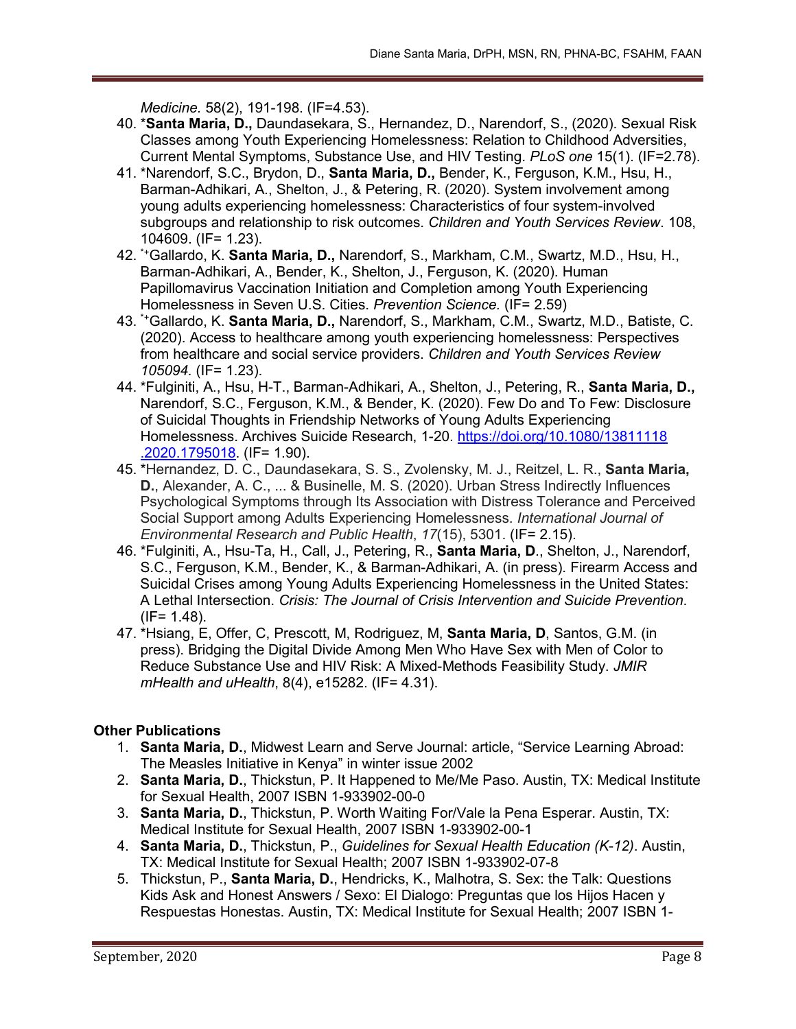*Medicine.* 58(2), 191-198. (IF=4.53).

40. ***Santa Maria, D.,** Daundasekara, S., Hernandez, D., Narendorf, S., (2020). Sexual Risk Classes among Youth Experiencing Homelessness: Relation to Childhood Adversities, Current Mental Symptoms, Substance Use, and HIV Testing. *PLoS one* 15(1). (IF=2.78).
41. *Narendorf, S.C., Brydon, D., **Santa Maria, D.,** Bender, K., Ferguson, K.M., Hsu, H., Barman-Adhikari, A., Shelton, J., & Petering, R. (2020). System involvement among young adults experiencing homelessness: Characteristics of four system-involved subgroups and relationship to risk outcomes. *Children and Youth Services Review*. 108, 104609. (IF= 1.23).
42. *+Gallardo, K. **Santa Maria, D.,** Narendorf, S., Markham, C.M., Swartz, M.D., Hsu, H., Barman-Adhikari, A., Bender, K., Shelton, J., Ferguson, K. (2020). Human Papillomavirus Vaccination Initiation and Completion among Youth Experiencing Homelessness in Seven U.S. Cities. *Prevention Science.* (IF= 2.59)
43. *+Gallardo, K. **Santa Maria, D.,** Narendorf, S., Markham, C.M., Swartz, M.D., Batiste, C. (2020). Access to healthcare among youth experiencing homelessness: Perspectives from healthcare and social service providers. *Children and Youth Services Review 105094.* (IF= 1.23).
44. *Fulginiti, A., Hsu, H-T., Barman-Adhikari, A., Shelton, J., Petering, R., **Santa Maria, D.,** Narendorf, S.C., Ferguson, K.M., & Bender, K. (2020). Few Do and To Few: Disclosure of Suicidal Thoughts in Friendship Networks of Young Adults Experiencing Homelessness. Archives Suicide Research, 1-20. https://doi.org/10.1080/13811118.2020.1795018. (IF= 1.90).
45. *Hernandez, D. C., Daundasekara, S. S., Zvolensky, M. J., Reitzel, L. R., **Santa Maria, D.**, Alexander, A. C., ... & Businelle, M. S. (2020). Urban Stress Indirectly Influences Psychological Symptoms through Its Association with Distress Tolerance and Perceived Social Support among Adults Experiencing Homelessness. *International Journal of Environmental Research and Public Health*, *17*(15), 5301. (IF= 2.15).
46. *Fulginiti, A., Hsu-Ta, H., Call, J., Petering, R., **Santa Maria, D**., Shelton, J., Narendorf, S.C., Ferguson, K.M., Bender, K., & Barman-Adhikari, A. (in press). Firearm Access and Suicidal Crises among Young Adults Experiencing Homelessness in the United States: A Lethal Intersection. *Crisis: The Journal of Crisis Intervention and Suicide Prevention*. (IF= 1.48).
47. *Hsiang, E, Offer, C, Prescott, M, Rodriguez, M, **Santa Maria, D**, Santos, G.M. (in press). Bridging the Digital Divide Among Men Who Have Sex with Men of Color to Reduce Substance Use and HIV Risk: A Mixed-Methods Feasibility Study. *JMIR mHealth and uHealth*, 8(4), e15282. (IF= 4.31).

### Other Publications

1. **Santa Maria, D.**, Midwest Learn and Serve Journal: article, "Service Learning Abroad: The Measles Initiative in Kenya" in winter issue 2002
2. **Santa Maria, D.**, Thickstun, P. It Happened to Me/Me Paso. Austin, TX: Medical Institute for Sexual Health, 2007 ISBN 1-933902-00-0
3. **Santa Maria, D.**, Thickstun, P. Worth Waiting For/Vale la Pena Esperar. Austin, TX: Medical Institute for Sexual Health, 2007 ISBN 1-933902-00-1
4. **Santa Maria, D.**, Thickstun, P., *Guidelines for Sexual Health Education (K-12)*. Austin, TX: Medical Institute for Sexual Health; 2007 ISBN 1-933902-07-8
5. Thickstun, P., **Santa Maria, D.**, Hendricks, K., Malhotra, S. Sex: the Talk: Questions Kids Ask and Honest Answers / Sexo: El Dialogo: Preguntas que los Hijos Hacen y Respuestas Honestas. Austin, TX: Medical Institute for Sexual Health; 2007 ISBN 1-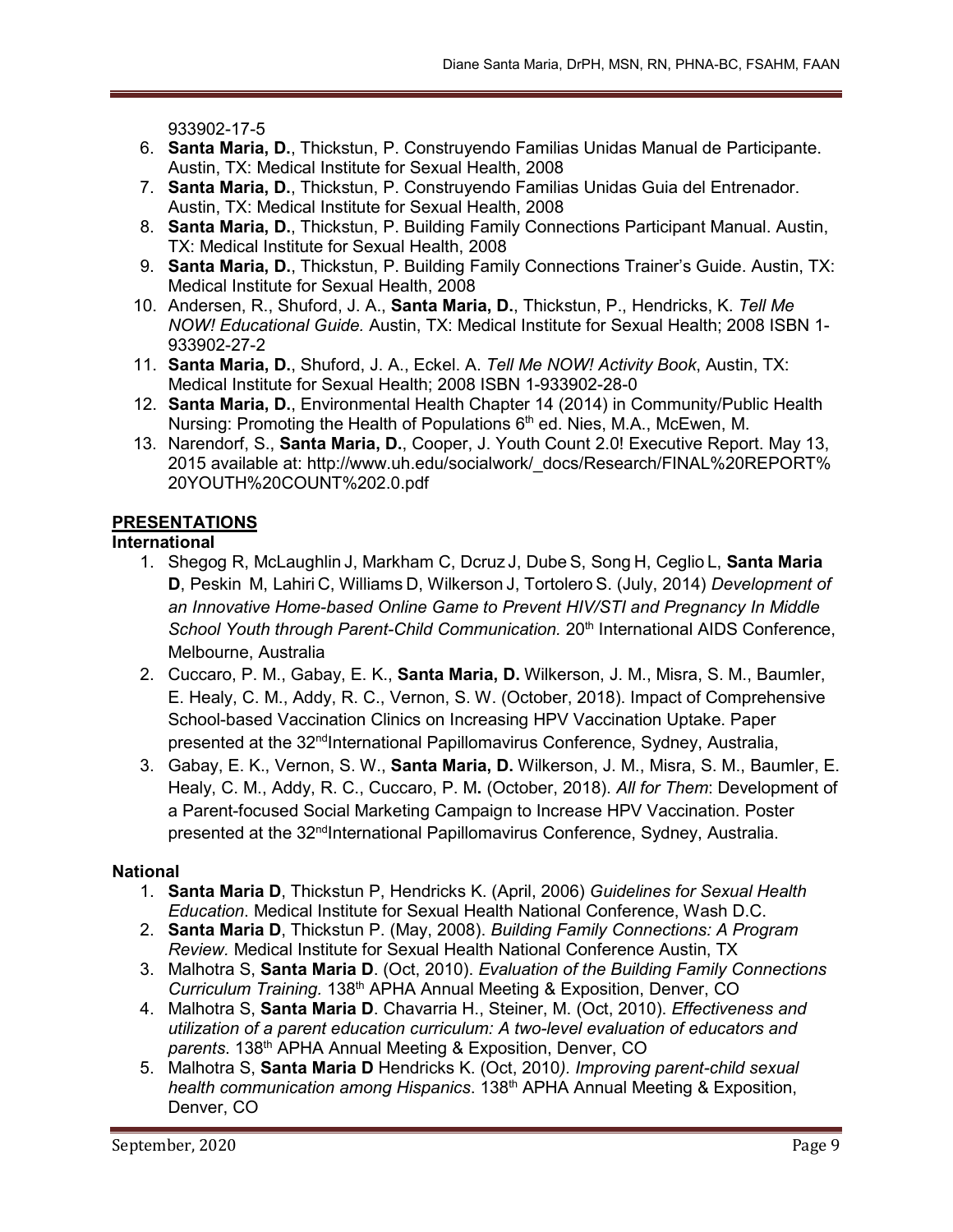933902-17-5

6. **Santa Maria, D.**, Thickstun, P. Construyendo Familias Unidas Manual de Participante. Austin, TX: Medical Institute for Sexual Health, 2008
7. **Santa Maria, D.**, Thickstun, P. Construyendo Familias Unidas Guia del Entrenador. Austin, TX: Medical Institute for Sexual Health, 2008
8. **Santa Maria, D.**, Thickstun, P. Building Family Connections Participant Manual. Austin, TX: Medical Institute for Sexual Health, 2008
9. **Santa Maria, D.**, Thickstun, P. Building Family Connections Trainer's Guide. Austin, TX: Medical Institute for Sexual Health, 2008
10. Andersen, R., Shuford, J. A., **Santa Maria, D.**, Thickstun, P., Hendricks, K. *Tell Me NOW! Educational Guide.* Austin, TX: Medical Institute for Sexual Health; 2008 ISBN 1-933902-27-2
11. **Santa Maria, D.**, Shuford, J. A., Eckel. A. *Tell Me NOW! Activity Book*, Austin, TX: Medical Institute for Sexual Health; 2008 ISBN 1-933902-28-0
12. **Santa Maria, D.**, Environmental Health Chapter 14 (2014) in Community/Public Health Nursing: Promoting the Health of Populations 6th ed. Nies, M.A., McEwen, M.
13. Narendorf, S., **Santa Maria, D.**, Cooper, J. Youth Count 2.0! Executive Report. May 13, 2015 available at: http://www.uh.edu/socialwork/_docs/Research/FINAL%20REPORT%20YOUTH%20COUNT%202.0.pdf

## PRESENTATIONS

### International

1. Shegog R, McLaughlin J, Markham C, Dcruz J, Dube S, Song H, Ceglio L, **Santa Maria D**, Peskin M, Lahiri C, Williams D, Wilkerson J, Tortolero S. (July, 2014) *Development of an Innovative Home-based Online Game to Prevent HIV/STI and Pregnancy In Middle School Youth through Parent-Child Communication.* 20th International AIDS Conference, Melbourne, Australia
2. Cuccaro, P. M., Gabay, E. K., **Santa Maria, D.** Wilkerson, J. M., Misra, S. M., Baumler, E. Healy, C. M., Addy, R. C., Vernon, S. W. (October, 2018). Impact of Comprehensive School-based Vaccination Clinics on Increasing HPV Vaccination Uptake. Paper presented at the 32ndInternational Papillomavirus Conference, Sydney, Australia,
3. Gabay, E. K., Vernon, S. W., **Santa Maria, D.** Wilkerson, J. M., Misra, S. M., Baumler, E. Healy, C. M., Addy, R. C., Cuccaro, P. M**.** (October, 2018). *All for Them*: Development of a Parent-focused Social Marketing Campaign to Increase HPV Vaccination. Poster presented at the 32ndInternational Papillomavirus Conference, Sydney, Australia.

### National

1. **Santa Maria D**, Thickstun P, Hendricks K. (April, 2006) *Guidelines for Sexual Health Education*. Medical Institute for Sexual Health National Conference, Wash D.C.
2. **Santa Maria D**, Thickstun P. (May, 2008). *Building Family Connections: A Program Review.* Medical Institute for Sexual Health National Conference Austin, TX
3. Malhotra S, **Santa Maria D**. (Oct, 2010). *Evaluation of the Building Family Connections Curriculum Training.* 138th APHA Annual Meeting & Exposition, Denver, CO
4. Malhotra S, **Santa Maria D**. Chavarria H., Steiner, M. (Oct, 2010). *Effectiveness and utilization of a parent education curriculum: A two-level evaluation of educators and parents*. 138th APHA Annual Meeting & Exposition, Denver, CO
5. Malhotra S, **Santa Maria D** Hendricks K. (Oct, 2010*). Improving parent-child sexual health communication among Hispanics*. 138th APHA Annual Meeting & Exposition, Denver, CO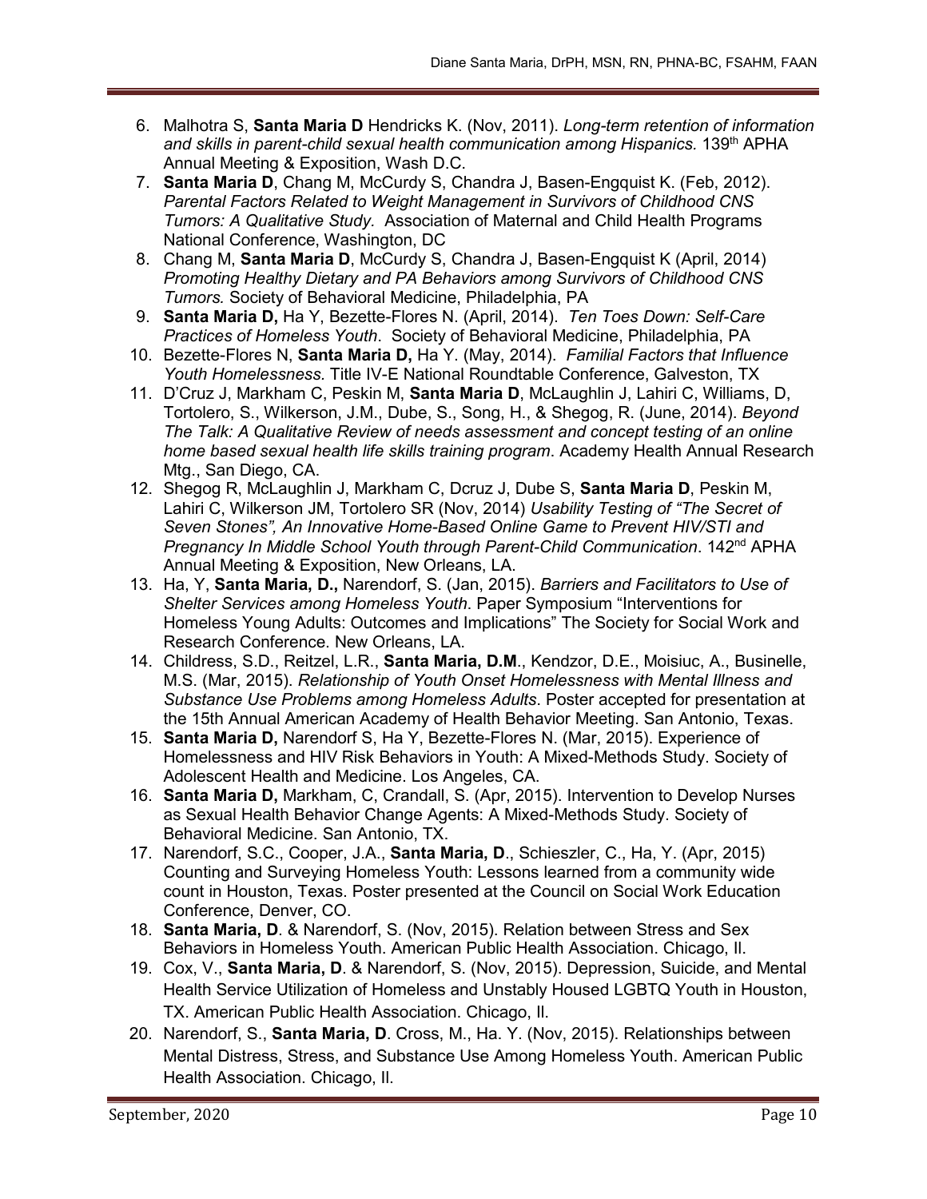6. Malhotra S, **Santa Maria D** Hendricks K. (Nov, 2011). *Long-term retention of information and skills in parent-child sexual health communication among Hispanics.* 139th APHA Annual Meeting & Exposition, Wash D.C.
7. **Santa Maria D**, Chang M, McCurdy S, Chandra J, Basen-Engquist K. (Feb, 2012). *Parental Factors Related to Weight Management in Survivors of Childhood CNS Tumors: A Qualitative Study.* Association of Maternal and Child Health Programs National Conference, Washington, DC
8. Chang M, **Santa Maria D**, McCurdy S, Chandra J, Basen-Engquist K (April, 2014) *Promoting Healthy Dietary and PA Behaviors among Survivors of Childhood CNS Tumors.* Society of Behavioral Medicine, Philadelphia, PA
9. **Santa Maria D,** Ha Y, Bezette-Flores N. (April, 2014). *Ten Toes Down: Self-Care Practices of Homeless Youth*. Society of Behavioral Medicine, Philadelphia, PA
10. Bezette-Flores N, **Santa Maria D,** Ha Y. (May, 2014). *Familial Factors that Influence Youth Homelessness.* Title IV-E National Roundtable Conference, Galveston, TX
11. D'Cruz J, Markham C, Peskin M, **Santa Maria D**, McLaughlin J, Lahiri C, Williams, D, Tortolero, S., Wilkerson, J.M., Dube, S., Song, H., & Shegog, R. (June, 2014). *Beyond The Talk: A Qualitative Review of needs assessment and concept testing of an online home based sexual health life skills training program*. Academy Health Annual Research Mtg., San Diego, CA.
12. Shegog R, McLaughlin J, Markham C, Dcruz J, Dube S, **Santa Maria D**, Peskin M, Lahiri C, Wilkerson JM, Tortolero SR (Nov, 2014) *Usability Testing of "The Secret of Seven Stones", An Innovative Home-Based Online Game to Prevent HIV/STI and Pregnancy In Middle School Youth through Parent-Child Communication*. 142nd APHA Annual Meeting & Exposition, New Orleans, LA.
13. Ha, Y, **Santa Maria, D.,** Narendorf, S. (Jan, 2015). *Barriers and Facilitators to Use of Shelter Services among Homeless Youth*. Paper Symposium "Interventions for Homeless Young Adults: Outcomes and Implications" The Society for Social Work and Research Conference. New Orleans, LA.
14. Childress, S.D., Reitzel, L.R., **Santa Maria, D.M**., Kendzor, D.E., Moisiuc, A., Businelle, M.S. (Mar, 2015). *Relationship of Youth Onset Homelessness with Mental Illness and Substance Use Problems among Homeless Adults*. Poster accepted for presentation at the 15th Annual American Academy of Health Behavior Meeting. San Antonio, Texas.
15. **Santa Maria D,** Narendorf S, Ha Y, Bezette-Flores N. (Mar, 2015). Experience of Homelessness and HIV Risk Behaviors in Youth: A Mixed-Methods Study. Society of Adolescent Health and Medicine. Los Angeles, CA.
16. **Santa Maria D,** Markham, C, Crandall, S. (Apr, 2015). Intervention to Develop Nurses as Sexual Health Behavior Change Agents: A Mixed-Methods Study. Society of Behavioral Medicine. San Antonio, TX.
17. Narendorf, S.C., Cooper, J.A., **Santa Maria, D**., Schieszler, C., Ha, Y. (Apr, 2015) Counting and Surveying Homeless Youth: Lessons learned from a community wide count in Houston, Texas. Poster presented at the Council on Social Work Education Conference, Denver, CO.
18. **Santa Maria, D**. & Narendorf, S. (Nov, 2015). Relation between Stress and Sex Behaviors in Homeless Youth. American Public Health Association. Chicago, Il.
19. Cox, V., **Santa Maria, D**. & Narendorf, S. (Nov, 2015). Depression, Suicide, and Mental Health Service Utilization of Homeless and Unstably Housed LGBTQ Youth in Houston, TX. American Public Health Association. Chicago, Il.
20. Narendorf, S., **Santa Maria, D**. Cross, M., Ha. Y. (Nov, 2015). Relationships between Mental Distress, Stress, and Substance Use Among Homeless Youth. American Public Health Association. Chicago, Il.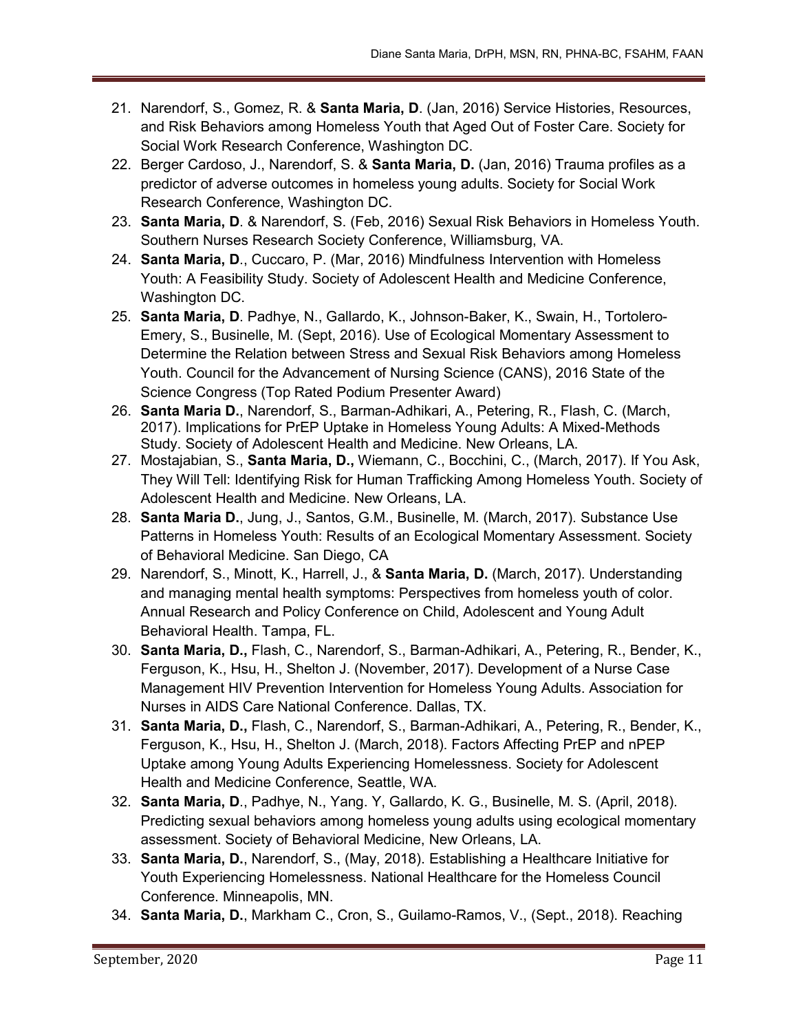21. Narendorf, S., Gomez, R. & **Santa Maria, D**. (Jan, 2016) Service Histories, Resources, and Risk Behaviors among Homeless Youth that Aged Out of Foster Care. Society for Social Work Research Conference, Washington DC.
22. Berger Cardoso, J., Narendorf, S. & **Santa Maria, D.** (Jan, 2016) Trauma profiles as a predictor of adverse outcomes in homeless young adults. Society for Social Work Research Conference, Washington DC.
23. **Santa Maria, D**. & Narendorf, S. (Feb, 2016) Sexual Risk Behaviors in Homeless Youth. Southern Nurses Research Society Conference, Williamsburg, VA.
24. **Santa Maria, D**., Cuccaro, P. (Mar, 2016) Mindfulness Intervention with Homeless Youth: A Feasibility Study. Society of Adolescent Health and Medicine Conference, Washington DC.
25. **Santa Maria, D**. Padhye, N., Gallardo, K., Johnson-Baker, K., Swain, H., Tortolero-Emery, S., Businelle, M. (Sept, 2016). Use of Ecological Momentary Assessment to Determine the Relation between Stress and Sexual Risk Behaviors among Homeless Youth. Council for the Advancement of Nursing Science (CANS), 2016 State of the Science Congress (Top Rated Podium Presenter Award)
26. **Santa Maria D.**, Narendorf, S., Barman-Adhikari, A., Petering, R., Flash, C. (March, 2017). Implications for PrEP Uptake in Homeless Young Adults: A Mixed-Methods Study. Society of Adolescent Health and Medicine. New Orleans, LA.
27. Mostajabian, S., **Santa Maria, D.,** Wiemann, C., Bocchini, C., (March, 2017). If You Ask, They Will Tell: Identifying Risk for Human Trafficking Among Homeless Youth. Society of Adolescent Health and Medicine. New Orleans, LA.
28. **Santa Maria D.**, Jung, J., Santos, G.M., Businelle, M. (March, 2017). Substance Use Patterns in Homeless Youth: Results of an Ecological Momentary Assessment. Society of Behavioral Medicine. San Diego, CA
29. Narendorf, S., Minott, K., Harrell, J., & **Santa Maria, D.** (March, 2017). Understanding and managing mental health symptoms: Perspectives from homeless youth of color. Annual Research and Policy Conference on Child, Adolescent and Young Adult Behavioral Health. Tampa, FL.
30. **Santa Maria, D.,** Flash, C., Narendorf, S., Barman-Adhikari, A., Petering, R., Bender, K., Ferguson, K., Hsu, H., Shelton J. (November, 2017). Development of a Nurse Case Management HIV Prevention Intervention for Homeless Young Adults. Association for Nurses in AIDS Care National Conference. Dallas, TX.
31. **Santa Maria, D.,** Flash, C., Narendorf, S., Barman-Adhikari, A., Petering, R., Bender, K., Ferguson, K., Hsu, H., Shelton J. (March, 2018). Factors Affecting PrEP and nPEP Uptake among Young Adults Experiencing Homelessness. Society for Adolescent Health and Medicine Conference, Seattle, WA.
32. **Santa Maria, D**., Padhye, N., Yang. Y, Gallardo, K. G., Businelle, M. S. (April, 2018). Predicting sexual behaviors among homeless young adults using ecological momentary assessment. Society of Behavioral Medicine, New Orleans, LA.
33. **Santa Maria, D.**, Narendorf, S., (May, 2018). Establishing a Healthcare Initiative for Youth Experiencing Homelessness. National Healthcare for the Homeless Council Conference. Minneapolis, MN.
34. **Santa Maria, D.**, Markham C., Cron, S., Guilamo-Ramos, V., (Sept., 2018). Reaching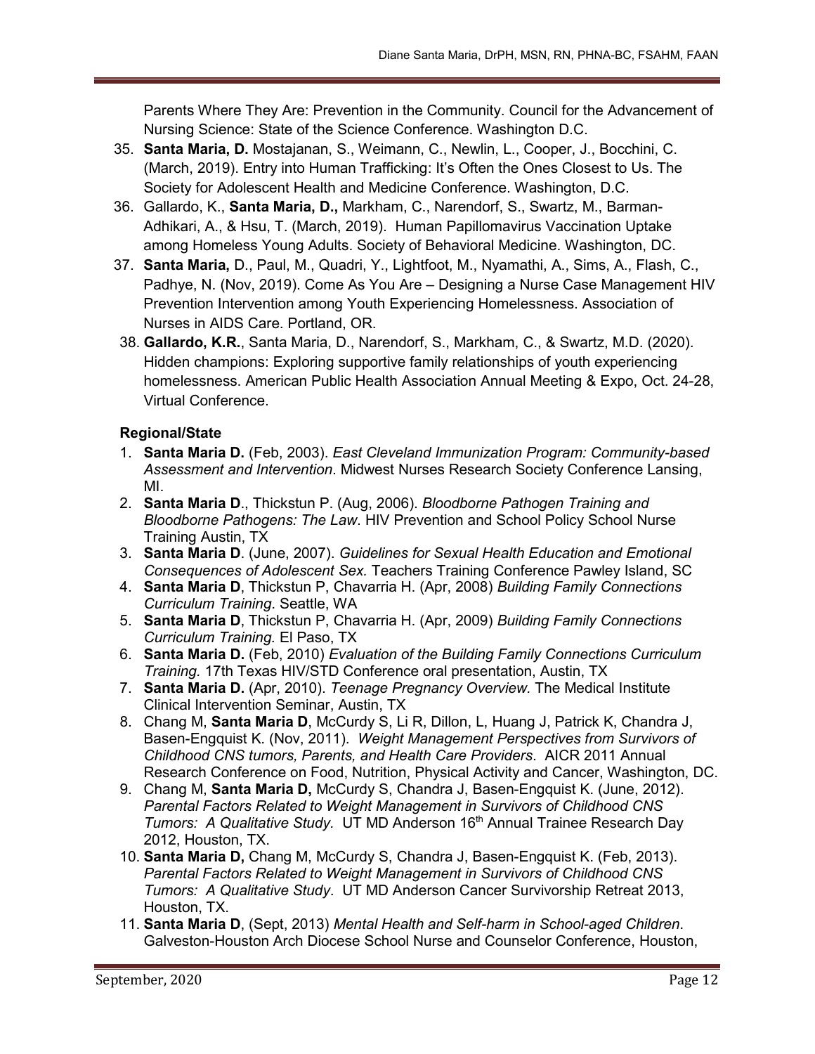Parents Where They Are: Prevention in the Community. Council for the Advancement of Nursing Science: State of the Science Conference. Washington D.C.

35. **Santa Maria, D.** Mostajanan, S., Weimann, C., Newlin, L., Cooper, J., Bocchini, C. (March, 2019). Entry into Human Trafficking: It's Often the Ones Closest to Us. The Society for Adolescent Health and Medicine Conference. Washington, D.C.
36. Gallardo, K., **Santa Maria, D.,** Markham, C., Narendorf, S., Swartz, M., Barman-Adhikari, A., & Hsu, T. (March, 2019). Human Papillomavirus Vaccination Uptake among Homeless Young Adults. Society of Behavioral Medicine. Washington, DC.
37. **Santa Maria,** D., Paul, M., Quadri, Y., Lightfoot, M., Nyamathi, A., Sims, A., Flash, C., Padhye, N. (Nov, 2019). Come As You Are – Designing a Nurse Case Management HIV Prevention Intervention among Youth Experiencing Homelessness. Association of Nurses in AIDS Care. Portland, OR.
38. **Gallardo, K.R.**, Santa Maria, D., Narendorf, S., Markham, C., & Swartz, M.D. (2020). Hidden champions: Exploring supportive family relationships of youth experiencing homelessness. American Public Health Association Annual Meeting & Expo, Oct. 24-28, Virtual Conference.

**Regional/State**

1. **Santa Maria D.** (Feb, 2003). *East Cleveland Immunization Program: Community-based Assessment and Intervention*. Midwest Nurses Research Society Conference Lansing, MI.
2. **Santa Maria D**., Thickstun P. (Aug, 2006). *Bloodborne Pathogen Training and Bloodborne Pathogens: The Law*. HIV Prevention and School Policy School Nurse Training Austin, TX
3. **Santa Maria D**. (June, 2007). *Guidelines for Sexual Health Education and Emotional Consequences of Adolescent Sex.* Teachers Training Conference Pawley Island, SC
4. **Santa Maria D**, Thickstun P, Chavarria H. (Apr, 2008) *Building Family Connections Curriculum Training*. Seattle, WA
5. **Santa Maria D**, Thickstun P, Chavarria H. (Apr, 2009) *Building Family Connections Curriculum Training.* El Paso, TX
6. **Santa Maria D.** (Feb, 2010) *Evaluation of the Building Family Connections Curriculum Training.* 17th Texas HIV/STD Conference oral presentation, Austin, TX
7. **Santa Maria D.** (Apr, 2010). *Teenage Pregnancy Overview.* The Medical Institute Clinical Intervention Seminar, Austin, TX
8. Chang M, **Santa Maria D**, McCurdy S, Li R, Dillon, L, Huang J, Patrick K, Chandra J, Basen-Engquist K. (Nov, 2011). *Weight Management Perspectives from Survivors of Childhood CNS tumors, Parents, and Health Care Providers*. AICR 2011 Annual Research Conference on Food, Nutrition, Physical Activity and Cancer, Washington, DC.
9. Chang M, **Santa Maria D,** McCurdy S, Chandra J, Basen-Engquist K. (June, 2012). *Parental Factors Related to Weight Management in Survivors of Childhood CNS Tumors: A Qualitative Study*. UT MD Anderson 16th Annual Trainee Research Day 2012, Houston, TX.
10. **Santa Maria D,** Chang M, McCurdy S, Chandra J, Basen-Engquist K. (Feb, 2013). *Parental Factors Related to Weight Management in Survivors of Childhood CNS Tumors: A Qualitative Study*. UT MD Anderson Cancer Survivorship Retreat 2013, Houston, TX.
11. **Santa Maria D**, (Sept, 2013) *Mental Health and Self-harm in School-aged Children*. Galveston-Houston Arch Diocese School Nurse and Counselor Conference, Houston,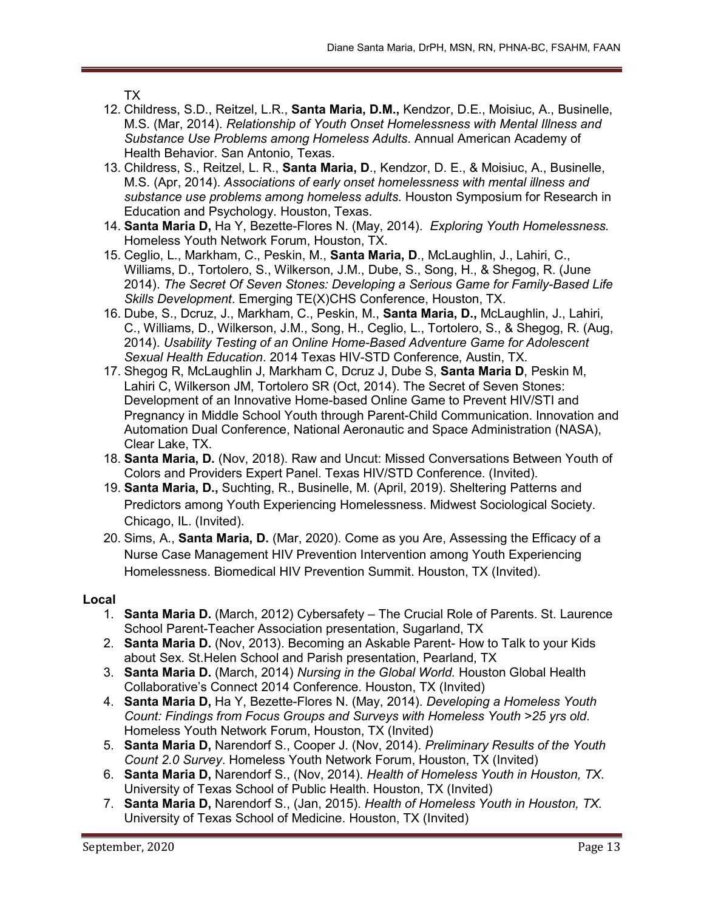TX

12. Childress, S.D., Reitzel, L.R., **Santa Maria, D.M.,** Kendzor, D.E., Moisiuc, A., Businelle, M.S. (Mar, 2014). *Relationship of Youth Onset Homelessness with Mental Illness and Substance Use Problems among Homeless Adults*. Annual American Academy of Health Behavior. San Antonio, Texas.
13. Childress, S., Reitzel, L. R., **Santa Maria, D**., Kendzor, D. E., & Moisiuc, A., Businelle, M.S. (Apr, 2014). *Associations of early onset homelessness with mental illness and substance use problems among homeless adults.* Houston Symposium for Research in Education and Psychology. Houston, Texas.
14. **Santa Maria D,** Ha Y, Bezette-Flores N. (May, 2014). *Exploring Youth Homelessness.* Homeless Youth Network Forum, Houston, TX.
15. Ceglio, L., Markham, C., Peskin, M., **Santa Maria, D**., McLaughlin, J., Lahiri, C., Williams, D., Tortolero, S., Wilkerson, J.M., Dube, S., Song, H., & Shegog, R. (June 2014). *The Secret Of Seven Stones: Developing a Serious Game for Family-Based Life Skills Development*. Emerging TE(X)CHS Conference, Houston, TX.
16. Dube, S., Dcruz, J., Markham, C., Peskin, M., **Santa Maria, D.,** McLaughlin, J., Lahiri, C., Williams, D., Wilkerson, J.M., Song, H., Ceglio, L., Tortolero, S., & Shegog, R. (Aug, 2014). *Usability Testing of an Online Home-Based Adventure Game for Adolescent Sexual Health Education*. 2014 Texas HIV-STD Conference, Austin, TX.
17. Shegog R, McLaughlin J, Markham C, Dcruz J, Dube S, **Santa Maria D**, Peskin M, Lahiri C, Wilkerson JM, Tortolero SR (Oct, 2014). The Secret of Seven Stones: Development of an Innovative Home-based Online Game to Prevent HIV/STI and Pregnancy in Middle School Youth through Parent-Child Communication. Innovation and Automation Dual Conference, National Aeronautic and Space Administration (NASA), Clear Lake, TX.
18. **Santa Maria, D.** (Nov, 2018). Raw and Uncut: Missed Conversations Between Youth of Colors and Providers Expert Panel. Texas HIV/STD Conference. (Invited).
19. **Santa Maria, D.,** Suchting, R., Businelle, M. (April, 2019). Sheltering Patterns and Predictors among Youth Experiencing Homelessness. Midwest Sociological Society. Chicago, IL. (Invited).
20. Sims, A., **Santa Maria, D.** (Mar, 2020). Come as you Are, Assessing the Efficacy of a Nurse Case Management HIV Prevention Intervention among Youth Experiencing Homelessness. Biomedical HIV Prevention Summit. Houston, TX (Invited).

**Local**

1. **Santa Maria D.** (March, 2012) Cybersafety – The Crucial Role of Parents. St. Laurence School Parent-Teacher Association presentation, Sugarland, TX
2. **Santa Maria D.** (Nov, 2013). Becoming an Askable Parent- How to Talk to your Kids about Sex. St.Helen School and Parish presentation, Pearland, TX
3. **Santa Maria D.** (March, 2014) *Nursing in the Global World.* Houston Global Health Collaborative's Connect 2014 Conference. Houston, TX (Invited)
4. **Santa Maria D,** Ha Y, Bezette-Flores N. (May, 2014). *Developing a Homeless Youth Count: Findings from Focus Groups and Surveys with Homeless Youth >25 yrs old*. Homeless Youth Network Forum, Houston, TX (Invited)
5. **Santa Maria D,** Narendorf S., Cooper J. (Nov, 2014). *Preliminary Results of the Youth Count 2.0 Survey*. Homeless Youth Network Forum, Houston, TX (Invited)
6. **Santa Maria D,** Narendorf S., (Nov, 2014). *Health of Homeless Youth in Houston, TX*. University of Texas School of Public Health. Houston, TX (Invited)
7. **Santa Maria D,** Narendorf S., (Jan, 2015). *Health of Homeless Youth in Houston, TX.* University of Texas School of Medicine. Houston, TX (Invited)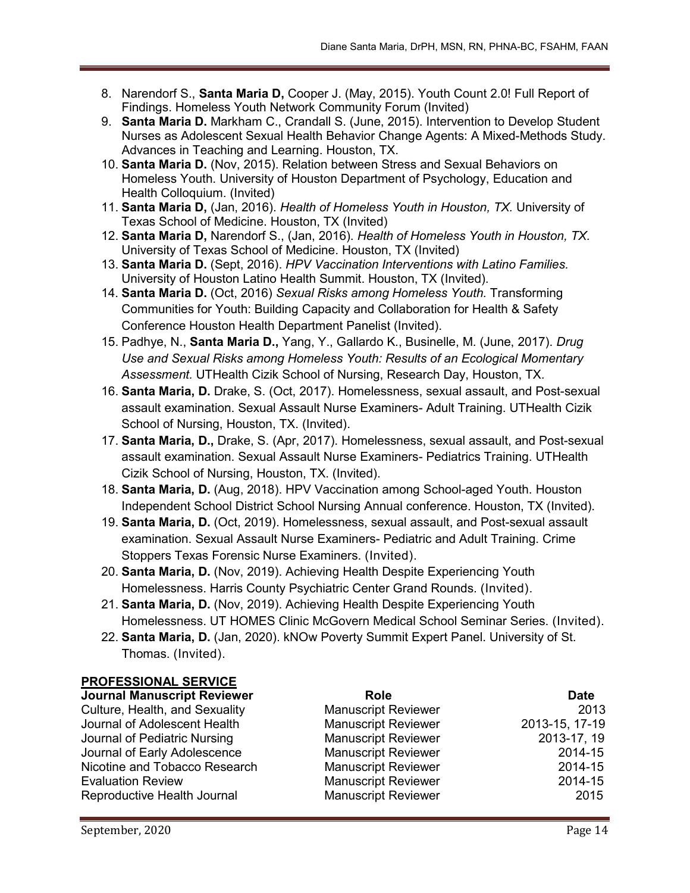8. Narendorf S., **Santa Maria D,** Cooper J. (May, 2015). Youth Count 2.0! Full Report of Findings. Homeless Youth Network Community Forum (Invited)
9. **Santa Maria D.** Markham C., Crandall S. (June, 2015). Intervention to Develop Student Nurses as Adolescent Sexual Health Behavior Change Agents: A Mixed-Methods Study. Advances in Teaching and Learning. Houston, TX.
10. **Santa Maria D.** (Nov, 2015). Relation between Stress and Sexual Behaviors on Homeless Youth. University of Houston Department of Psychology, Education and Health Colloquium. (Invited)
11. **Santa Maria D,** (Jan, 2016). *Health of Homeless Youth in Houston, TX.* University of Texas School of Medicine. Houston, TX (Invited)
12. **Santa Maria D,** Narendorf S., (Jan, 2016). *Health of Homeless Youth in Houston, TX.* University of Texas School of Medicine. Houston, TX (Invited)
13. **Santa Maria D.** (Sept, 2016). *HPV Vaccination Interventions with Latino Families.* University of Houston Latino Health Summit. Houston, TX (Invited).
14. **Santa Maria D.** (Oct, 2016) *Sexual Risks among Homeless Youth.* Transforming Communities for Youth: Building Capacity and Collaboration for Health & Safety Conference Houston Health Department Panelist (Invited).
15. Padhye, N., **Santa Maria D.,** Yang, Y., Gallardo K., Businelle, M. (June, 2017). *Drug Use and Sexual Risks among Homeless Youth: Results of an Ecological Momentary Assessment.* UTHealth Cizik School of Nursing, Research Day, Houston, TX.
16. **Santa Maria, D.** Drake, S. (Oct, 2017). Homelessness, sexual assault, and Post-sexual assault examination. Sexual Assault Nurse Examiners- Adult Training. UTHealth Cizik School of Nursing, Houston, TX. (Invited).
17. **Santa Maria, D.,** Drake, S. (Apr, 2017). Homelessness, sexual assault, and Post-sexual assault examination. Sexual Assault Nurse Examiners- Pediatrics Training. UTHealth Cizik School of Nursing, Houston, TX. (Invited).
18. **Santa Maria, D.** (Aug, 2018). HPV Vaccination among School-aged Youth. Houston Independent School District School Nursing Annual conference. Houston, TX (Invited).
19. **Santa Maria, D.** (Oct, 2019). Homelessness, sexual assault, and Post-sexual assault examination. Sexual Assault Nurse Examiners- Pediatric and Adult Training. Crime Stoppers Texas Forensic Nurse Examiners. (Invited).
20. **Santa Maria, D.** (Nov, 2019). Achieving Health Despite Experiencing Youth Homelessness. Harris County Psychiatric Center Grand Rounds. (Invited).
21. **Santa Maria, D.** (Nov, 2019). Achieving Health Despite Experiencing Youth Homelessness. UT HOMES Clinic McGovern Medical School Seminar Series. (Invited).
22. **Santa Maria, D.** (Jan, 2020). kNOw Poverty Summit Expert Panel. University of St. Thomas. (Invited).

## PROFESSIONAL SERVICE

| Journal Manuscript Reviewer | Role | Date |
|---|---|---|
| Culture, Health, and Sexuality | Manuscript Reviewer | 2013 |
| Journal of Adolescent Health | Manuscript Reviewer | 2013-15, 17-19 |
| Journal of Pediatric Nursing | Manuscript Reviewer | 2013-17, 19 |
| Journal of Early Adolescence | Manuscript Reviewer | 2014-15 |
| Nicotine and Tobacco Research | Manuscript Reviewer | 2014-15 |
| Evaluation Review | Manuscript Reviewer | 2014-15 |
| Reproductive Health Journal | Manuscript Reviewer | 2015 |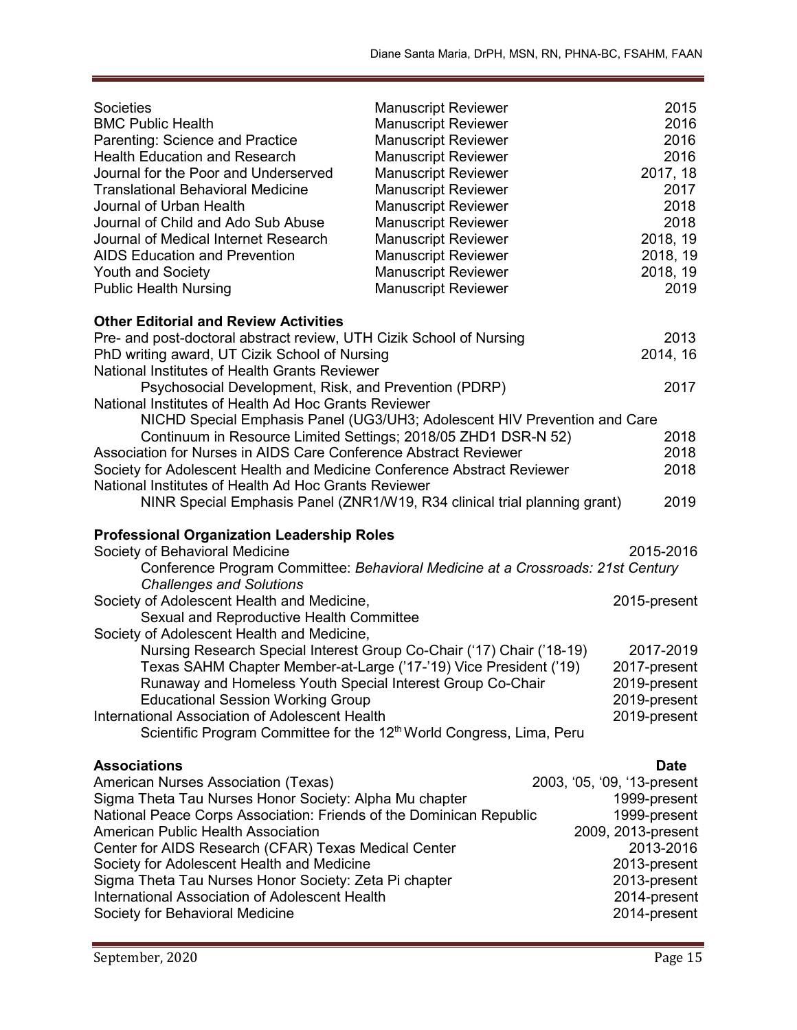| | | |
|---|---|---|
| Societies | Manuscript Reviewer | 2015 |
| BMC Public Health | Manuscript Reviewer | 2016 |
| Parenting: Science and Practice | Manuscript Reviewer | 2016 |
| Health Education and Research | Manuscript Reviewer | 2016 |
| Journal for the Poor and Underserved | Manuscript Reviewer | 2017, 18 |
| Translational Behavioral Medicine | Manuscript Reviewer | 2017 |
| Journal of Urban Health | Manuscript Reviewer | 2018 |
| Journal of Child and Ado Sub Abuse | Manuscript Reviewer | 2018 |
| Journal of Medical Internet Research | Manuscript Reviewer | 2018, 19 |
| AIDS Education and Prevention | Manuscript Reviewer | 2018, 19 |
| Youth and Society | Manuscript Reviewer | 2018, 19 |
| Public Health Nursing | Manuscript Reviewer | 2019 |

**Other Editorial and Review Activities**

| | |
|---|---|
| Pre- and post-doctoral abstract review, UTH Cizik School of Nursing | 2013 |
| PhD writing award, UT Cizik School of Nursing | 2014, 16 |
| National Institutes of Health Grants Reviewer<br>Psychosocial Development, Risk, and Prevention (PDRP) | 2017 |
| National Institutes of Health Ad Hoc Grants Reviewer<br>NICHD Special Emphasis Panel (UG3/UH3; Adolescent HIV Prevention and Care Continuum in Resource Limited Settings; 2018/05 ZHD1 DSR-N 52) | 2018 |
| Association for Nurses in AIDS Care Conference Abstract Reviewer | 2018 |
| Society for Adolescent Health and Medicine Conference Abstract Reviewer | 2018 |
| National Institutes of Health Ad Hoc Grants Reviewer<br>NINR Special Emphasis Panel (ZNR1/W19, R34 clinical trial planning grant) | 2019 |

**Professional Organization Leadership Roles**

| | |
|---|---|
| Society of Behavioral Medicine<br>Conference Program Committee: *Behavioral Medicine at a Crossroads: 21st Century Challenges and Solutions* | 2015-2016 |
| Society of Adolescent Health and Medicine,<br>Sexual and Reproductive Health Committee | 2015-present |
| Society of Adolescent Health and Medicine,<br>Nursing Research Special Interest Group Co-Chair ('17) Chair ('18-19) | 2017-2019 |
| Texas SAHM Chapter Member-at-Large ('17-'19) Vice President ('19) | 2017-present |
| Runaway and Homeless Youth Special Interest Group Co-Chair | 2019-present |
| Educational Session Working Group | 2019-present |
| International Association of Adolescent Health<br>Scientific Program Committee for the 12th World Congress, Lima, Peru | 2019-present |

| **Associations** | **Date** |
|---|---|
| American Nurses Association (Texas) | 2003, '05, '09, '13-present |
| Sigma Theta Tau Nurses Honor Society: Alpha Mu chapter | 1999-present |
| National Peace Corps Association: Friends of the Dominican Republic | 1999-present |
| American Public Health Association | 2009, 2013-present |
| Center for AIDS Research (CFAR) Texas Medical Center | 2013-2016 |
| Society for Adolescent Health and Medicine | 2013-present |
| Sigma Theta Tau Nurses Honor Society: Zeta Pi chapter | 2013-present |
| International Association of Adolescent Health | 2014-present |
| Society for Behavioral Medicine | 2014-present |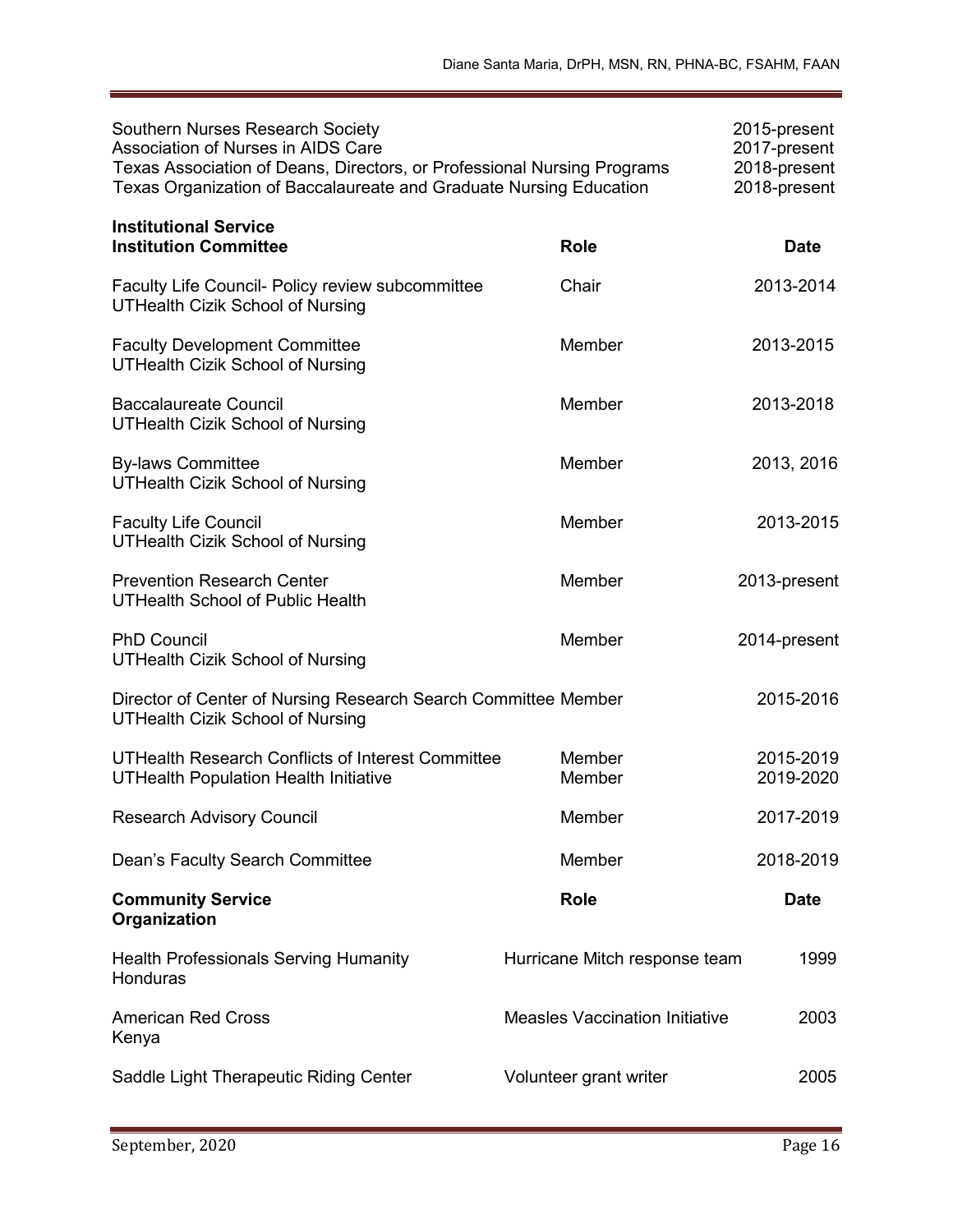| | |
|---|---|
| Southern Nurses Research Society | 2015-present |
| Association of Nurses in AIDS Care | 2017-present |
| Texas Association of Deans, Directors, or Professional Nursing Programs | 2018-present |
| Texas Organization of Baccalaureate and Graduate Nursing Education | 2018-present |

**Institutional Service**

| **Institution Committee** | **Role** | **Date** |
|---|---|---|
| Faculty Life Council- Policy review subcommittee<br>UTHealth Cizik School of Nursing | Chair | 2013-2014 |
| Faculty Development Committee<br>UTHealth Cizik School of Nursing | Member | 2013-2015 |
| Baccalaureate Council<br>UTHealth Cizik School of Nursing | Member | 2013-2018 |
| By-laws Committee<br>UTHealth Cizik School of Nursing | Member | 2013, 2016 |
| Faculty Life Council<br>UTHealth Cizik School of Nursing | Member | 2013-2015 |
| Prevention Research Center<br>UTHealth School of Public Health | Member | 2013-present |
| PhD Council<br>UTHealth Cizik School of Nursing | Member | 2014-present |
| Director of Center of Nursing Research Search Committee<br>UTHealth Cizik School of Nursing | Member | 2015-2016 |
| UTHealth Research Conflicts of Interest Committee | Member | 2015-2019 |
| UTHealth Population Health Initiative | Member | 2019-2020 |
| Research Advisory Council | Member | 2017-2019 |
| Dean's Faculty Search Committee | Member | 2018-2019 |

| **Community Service**<br>**Organization** | **Role** | **Date** |
|---|---|---|
| Health Professionals Serving Humanity<br>Honduras | Hurricane Mitch response team | 1999 |
| American Red Cross<br>Kenya | Measles Vaccination Initiative | 2003 |
| Saddle Light Therapeutic Riding Center | Volunteer grant writer | 2005 |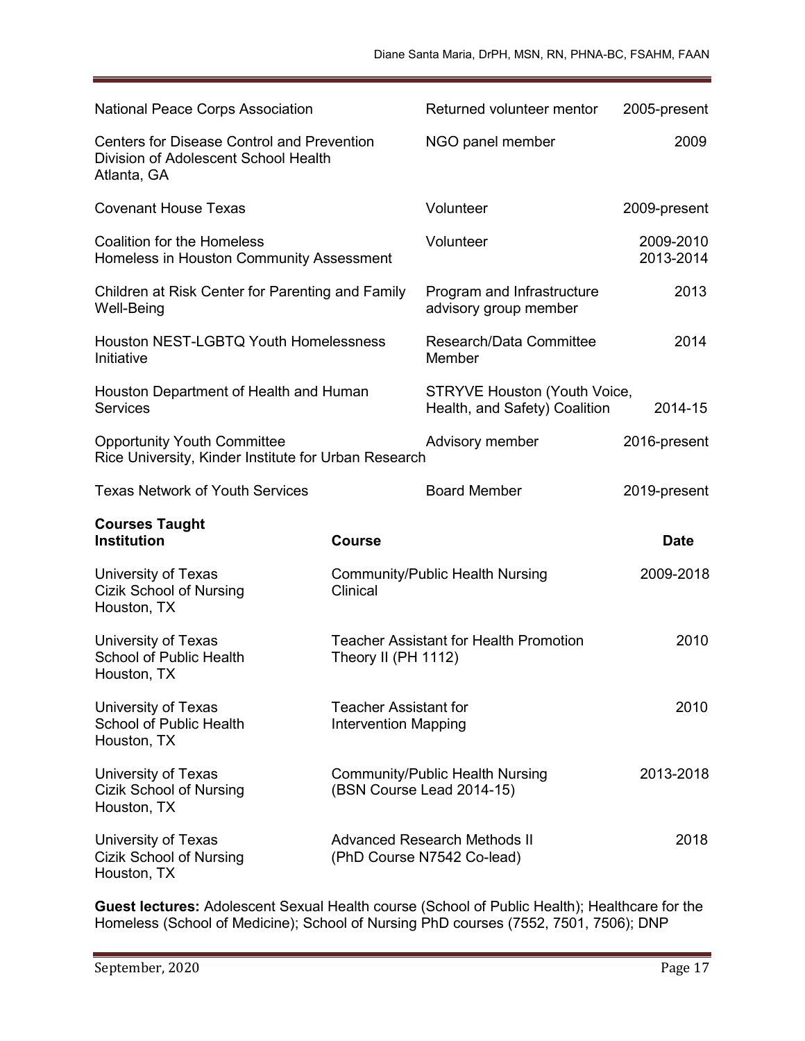| | | |
|---|---|---|
| National Peace Corps Association | Returned volunteer mentor | 2005-present |
| Centers for Disease Control and Prevention<br>Division of Adolescent School Health<br>Atlanta, GA | NGO panel member | 2009 |
| Covenant House Texas | Volunteer | 2009-present |
| Coalition for the Homeless<br>Homeless in Houston Community Assessment | Volunteer | 2009-2010<br>2013-2014 |
| Children at Risk Center for Parenting and Family Well-Being | Program and Infrastructure advisory group member | 2013 |
| Houston NEST-LGBTQ Youth Homelessness Initiative | Research/Data Committee Member | 2014 |
| Houston Department of Health and Human Services | STRYVE Houston (Youth Voice, Health, and Safety) Coalition | 2014-15 |
| Opportunity Youth Committee<br>Rice University, Kinder Institute for Urban Research | Advisory member | 2016-present |
| Texas Network of Youth Services | Board Member | 2019-present |

**Courses Taught**

| **Institution** | **Course** | **Date** |
|---|---|---|
| University of Texas<br>Cizik School of Nursing<br>Houston, TX | Community/Public Health Nursing Clinical | 2009-2018 |
| University of Texas<br>School of Public Health<br>Houston, TX | Teacher Assistant for Health Promotion Theory II (PH 1112) | 2010 |
| University of Texas<br>School of Public Health<br>Houston, TX | Teacher Assistant for Intervention Mapping | 2010 |
| University of Texas<br>Cizik School of Nursing<br>Houston, TX | Community/Public Health Nursing (BSN Course Lead 2014-15) | 2013-2018 |
| University of Texas<br>Cizik School of Nursing<br>Houston, TX | Advanced Research Methods II (PhD Course N7542 Co-lead) | 2018 |

**Guest lectures:** Adolescent Sexual Health course (School of Public Health); Healthcare for the Homeless (School of Medicine); School of Nursing PhD courses (7552, 7501, 7506); DNP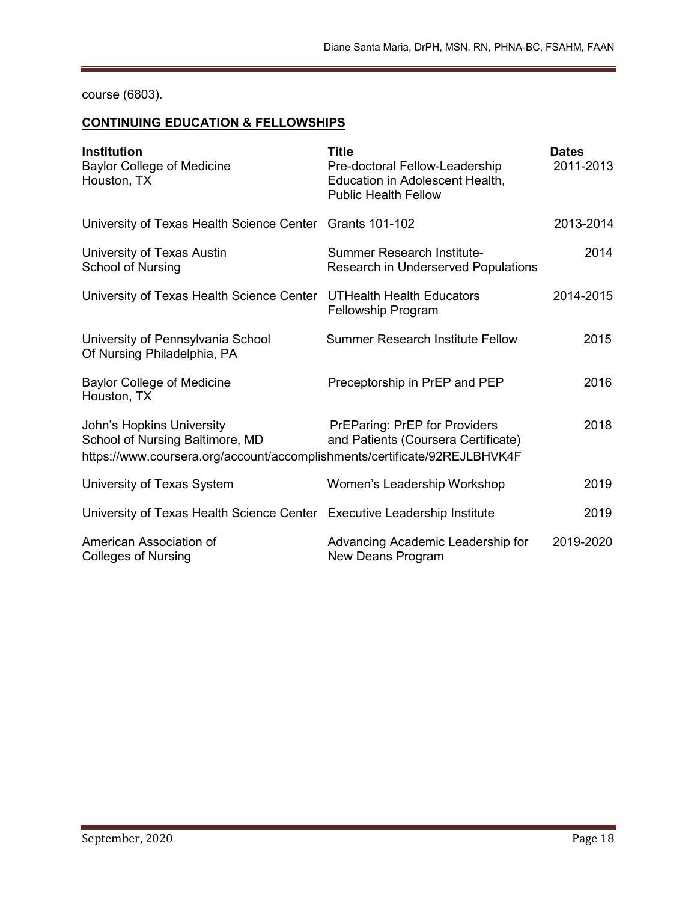course (6803).

## CONTINUING EDUCATION & FELLOWSHIPS

| Institution | Title | Dates |
|---|---|---|
| Baylor College of Medicine Houston, TX | Pre-doctoral Fellow-Leadership Education in Adolescent Health, Public Health Fellow | 2011-2013 |
| University of Texas Health Science Center | Grants 101-102 | 2013-2014 |
| University of Texas Austin School of Nursing | Summer Research Institute- Research in Underserved Populations | 2014 |
| University of Texas Health Science Center | UTHealth Health Educators Fellowship Program | 2014-2015 |
| University of Pennsylvania School Of Nursing Philadelphia, PA | Summer Research Institute Fellow | 2015 |
| Baylor College of Medicine Houston, TX | Preceptorship in PrEP and PEP | 2016 |
| John's Hopkins University School of Nursing Baltimore, MD https://www.coursera.org/account/accomplishments/certificate/92REJLBHVK4F | PrEParing: PrEP for Providers and Patients (Coursera Certificate) | 2018 |
| University of Texas System | Women's Leadership Workshop | 2019 |
| University of Texas Health Science Center | Executive Leadership Institute | 2019 |
| American Association of Colleges of Nursing | Advancing Academic Leadership for New Deans Program | 2019-2020 |